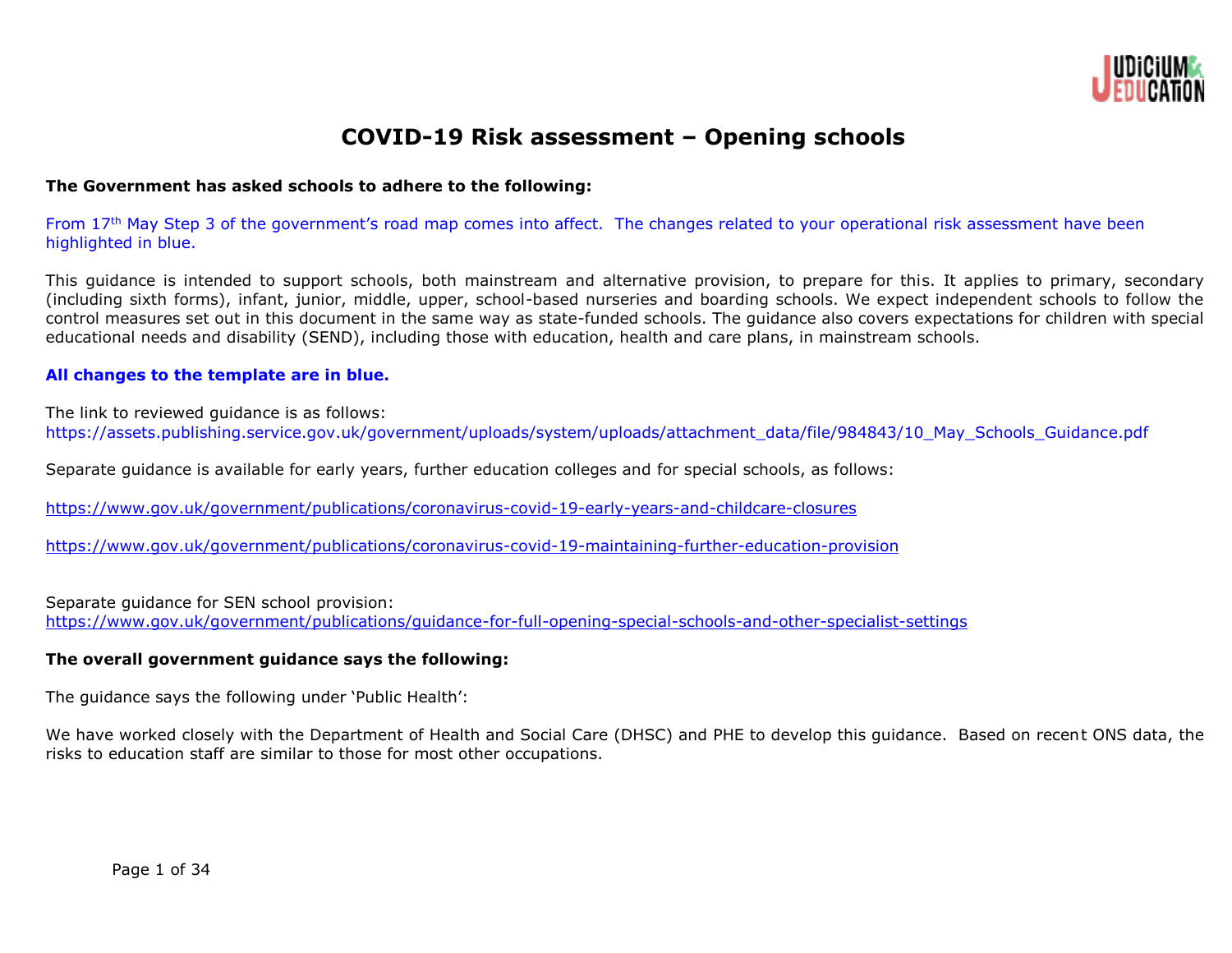# COVID-19 Risk assessment – Opening schools

**The Government has asked schools to adhere to the following:**

From 17th May Step 3 of the government's road map comes into affect. The changes related to your operational risk assessment have been highlighted in blue.

This guidance is intended to support schools, both mainstream and alternative provision, to prepare for this. It applies to primary, secondary (including sixth forms), infant, junior, middle, upper, school-based nurseries and boarding schools. We expect independent schools to follow the control measures set out in this document in the same way as state-funded schools. The guidance also covers expectations for children with special educational needs and disability (SEND), including those with education, health and care plans, in mainstream schools.

**All changes to the template are in blue.**

The link to reviewed guidance is as follows:
https://assets.publishing.service.gov.uk/government/uploads/system/uploads/attachment_data/file/984843/10_May_Schools_Guidance.pdf

Separate guidance is available for early years, further education colleges and for special schools, as follows:

https://www.gov.uk/government/publications/coronavirus-covid-19-early-years-and-childcare-closures

https://www.gov.uk/government/publications/coronavirus-covid-19-maintaining-further-education-provision

Separate guidance for SEN school provision:
https://www.gov.uk/government/publications/guidance-for-full-opening-special-schools-and-other-specialist-settings

**The overall government guidance says the following:**

The guidance says the following under 'Public Health':

We have worked closely with the Department of Health and Social Care (DHSC) and PHE to develop this guidance. Based on recent ONS data, the risks to education staff are similar to those for most other occupations.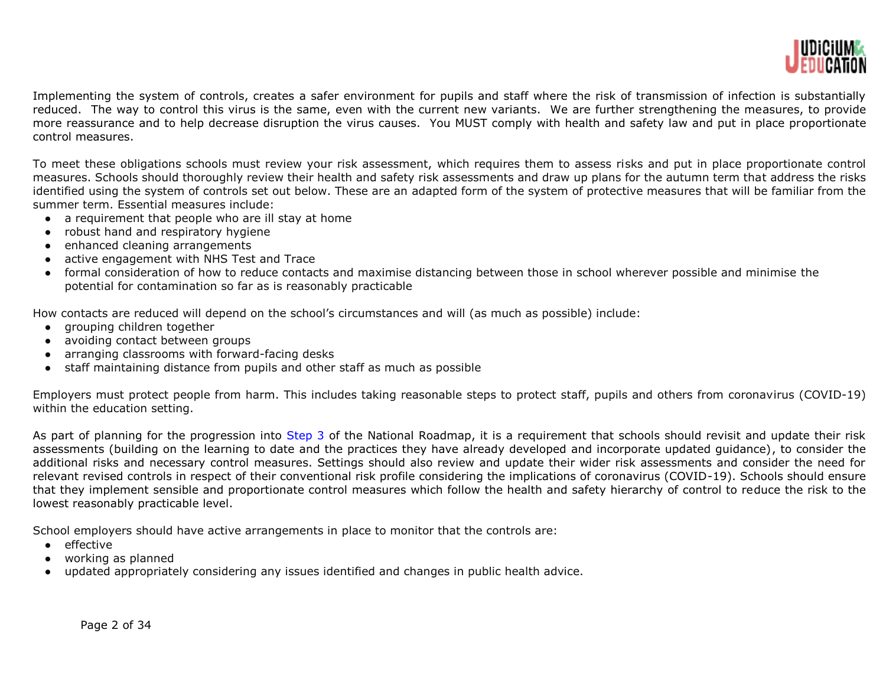Implementing the system of controls, creates a safer environment for pupils and staff where the risk of transmission of infection is substantially reduced. The way to control this virus is the same, even with the current new variants. We are further strengthening the measures, to provide more reassurance and to help decrease disruption the virus causes. You MUST comply with health and safety law and put in place proportionate control measures.

To meet these obligations schools must review your risk assessment, which requires them to assess risks and put in place proportionate control measures. Schools should thoroughly review their health and safety risk assessments and draw up plans for the autumn term that address the risks identified using the system of controls set out below. These are an adapted form of the system of protective measures that will be familiar from the summer term. Essential measures include:

- a requirement that people who are ill stay at home
- robust hand and respiratory hygiene
- enhanced cleaning arrangements
- active engagement with NHS Test and Trace
- formal consideration of how to reduce contacts and maximise distancing between those in school wherever possible and minimise the potential for contamination so far as is reasonably practicable

How contacts are reduced will depend on the school's circumstances and will (as much as possible) include:

- grouping children together
- avoiding contact between groups
- arranging classrooms with forward-facing desks
- staff maintaining distance from pupils and other staff as much as possible

Employers must protect people from harm. This includes taking reasonable steps to protect staff, pupils and others from coronavirus (COVID-19) within the education setting.

As part of planning for the progression into Step 3 of the National Roadmap, it is a requirement that schools should revisit and update their risk assessments (building on the learning to date and the practices they have already developed and incorporate updated guidance), to consider the additional risks and necessary control measures. Settings should also review and update their wider risk assessments and consider the need for relevant revised controls in respect of their conventional risk profile considering the implications of coronavirus (COVID-19). Schools should ensure that they implement sensible and proportionate control measures which follow the health and safety hierarchy of control to reduce the risk to the lowest reasonably practicable level.

School employers should have active arrangements in place to monitor that the controls are:

- effective
- working as planned
- updated appropriately considering any issues identified and changes in public health advice.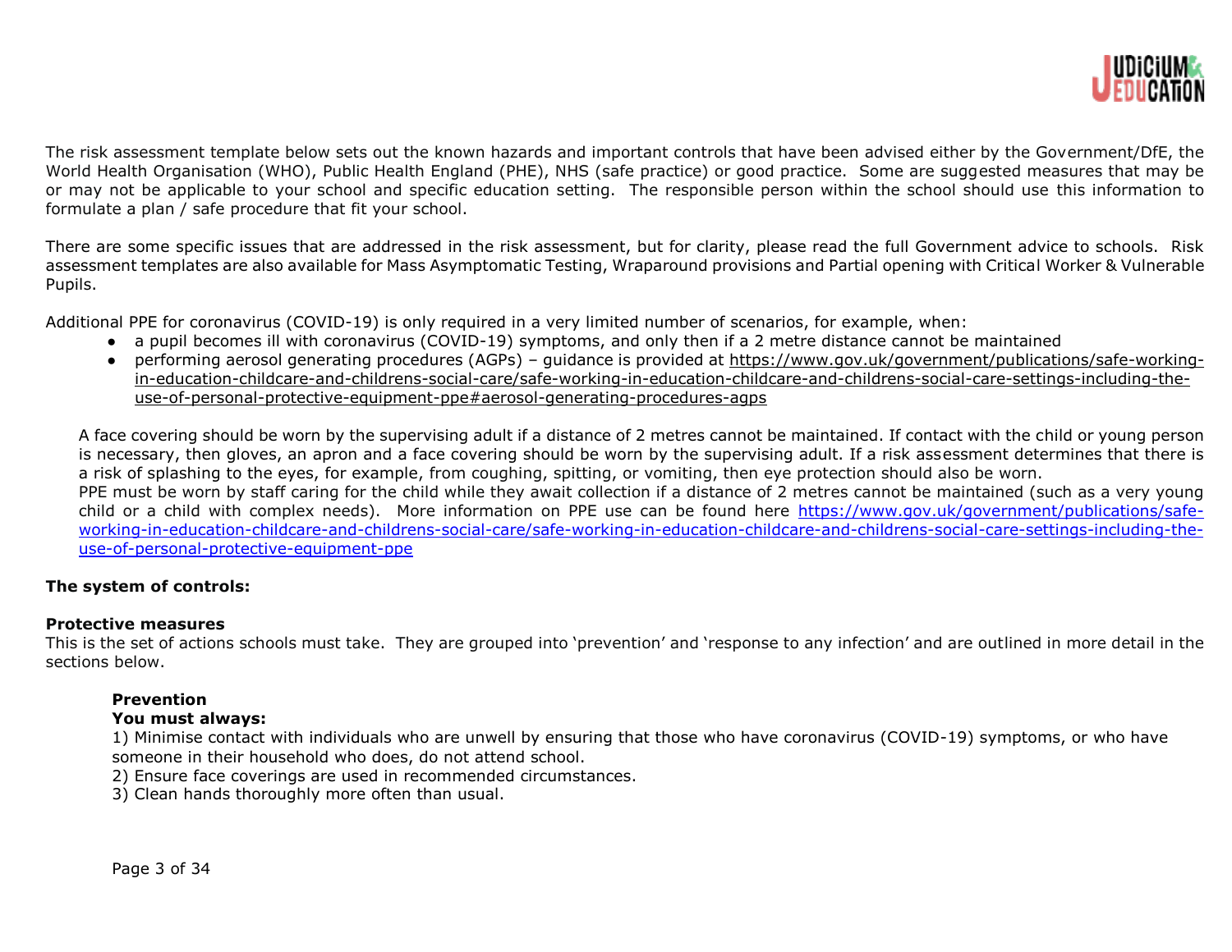The risk assessment template below sets out the known hazards and important controls that have been advised either by the Government/DfE, the World Health Organisation (WHO), Public Health England (PHE), NHS (safe practice) or good practice. Some are suggested measures that may be or may not be applicable to your school and specific education setting. The responsible person within the school should use this information to formulate a plan / safe procedure that fit your school.

There are some specific issues that are addressed in the risk assessment, but for clarity, please read the full Government advice to schools. Risk assessment templates are also available for Mass Asymptomatic Testing, Wraparound provisions and Partial opening with Critical Worker & Vulnerable Pupils.

Additional PPE for coronavirus (COVID-19) is only required in a very limited number of scenarios, for example, when:

- a pupil becomes ill with coronavirus (COVID-19) symptoms, and only then if a 2 metre distance cannot be maintained
- performing aerosol generating procedures (AGPs) – guidance is provided at https://www.gov.uk/government/publications/safe-working-in-education-childcare-and-childrens-social-care/safe-working-in-education-childcare-and-childrens-social-care-settings-including-the-use-of-personal-protective-equipment-ppe#aerosol-generating-procedures-agps

A face covering should be worn by the supervising adult if a distance of 2 metres cannot be maintained. If contact with the child or young person is necessary, then gloves, an apron and a face covering should be worn by the supervising adult. If a risk assessment determines that there is a risk of splashing to the eyes, for example, from coughing, spitting, or vomiting, then eye protection should also be worn.
PPE must be worn by staff caring for the child while they await collection if a distance of 2 metres cannot be maintained (such as a very young child or a child with complex needs). More information on PPE use can be found here https://www.gov.uk/government/publications/safe-working-in-education-childcare-and-childrens-social-care/safe-working-in-education-childcare-and-childrens-social-care-settings-including-the-use-of-personal-protective-equipment-ppe

**The system of controls:**

**Protective measures**
This is the set of actions schools must take. They are grouped into 'prevention' and 'response to any infection' and are outlined in more detail in the sections below.

**Prevention**
**You must always:**
1) Minimise contact with individuals who are unwell by ensuring that those who have coronavirus (COVID-19) symptoms, or who have someone in their household who does, do not attend school.
2) Ensure face coverings are used in recommended circumstances.
3) Clean hands thoroughly more often than usual.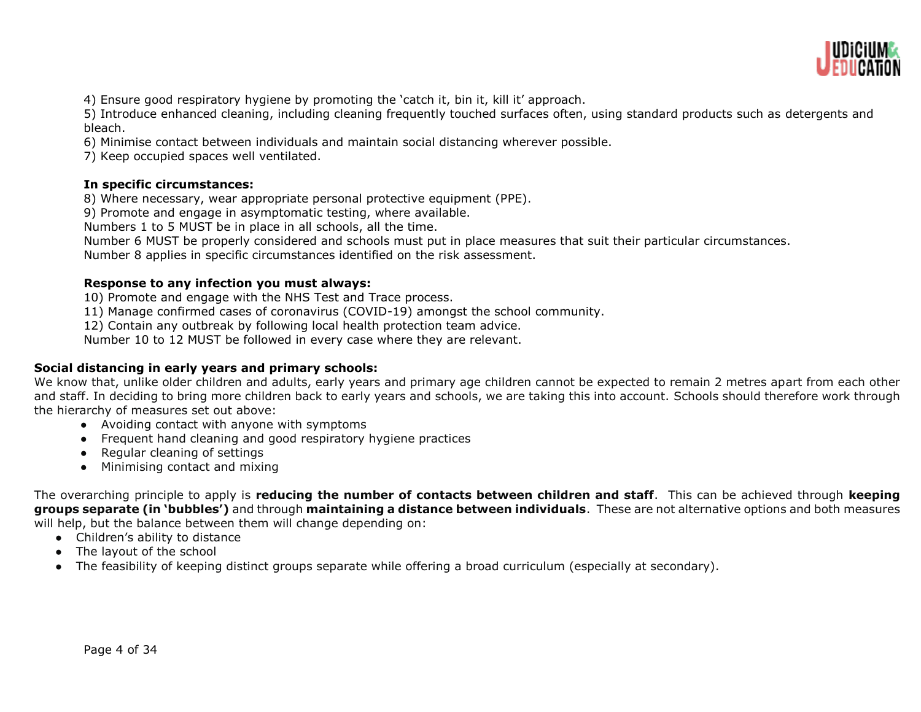4) Ensure good respiratory hygiene by promoting the 'catch it, bin it, kill it' approach.
5) Introduce enhanced cleaning, including cleaning frequently touched surfaces often, using standard products such as detergents and bleach.
6) Minimise contact between individuals and maintain social distancing wherever possible.
7) Keep occupied spaces well ventilated.

**In specific circumstances:**

8) Where necessary, wear appropriate personal protective equipment (PPE).
9) Promote and engage in asymptomatic testing, where available.
Numbers 1 to 5 MUST be in place in all schools, all the time.
Number 6 MUST be properly considered and schools must put in place measures that suit their particular circumstances.
Number 8 applies in specific circumstances identified on the risk assessment.

**Response to any infection you must always:**

10) Promote and engage with the NHS Test and Trace process.
11) Manage confirmed cases of coronavirus (COVID-19) amongst the school community.
12) Contain any outbreak by following local health protection team advice.
Number 10 to 12 MUST be followed in every case where they are relevant.

**Social distancing in early years and primary schools:**

We know that, unlike older children and adults, early years and primary age children cannot be expected to remain 2 metres apart from each other and staff. In deciding to bring more children back to early years and schools, we are taking this into account. Schools should therefore work through the hierarchy of measures set out above:

- Avoiding contact with anyone with symptoms
- Frequent hand cleaning and good respiratory hygiene practices
- Regular cleaning of settings
- Minimising contact and mixing

The overarching principle to apply is **reducing the number of contacts between children and staff**. This can be achieved through **keeping groups separate (in 'bubbles')** and through **maintaining a distance between individuals**. These are not alternative options and both measures will help, but the balance between them will change depending on:

- Children's ability to distance
- The layout of the school
- The feasibility of keeping distinct groups separate while offering a broad curriculum (especially at secondary).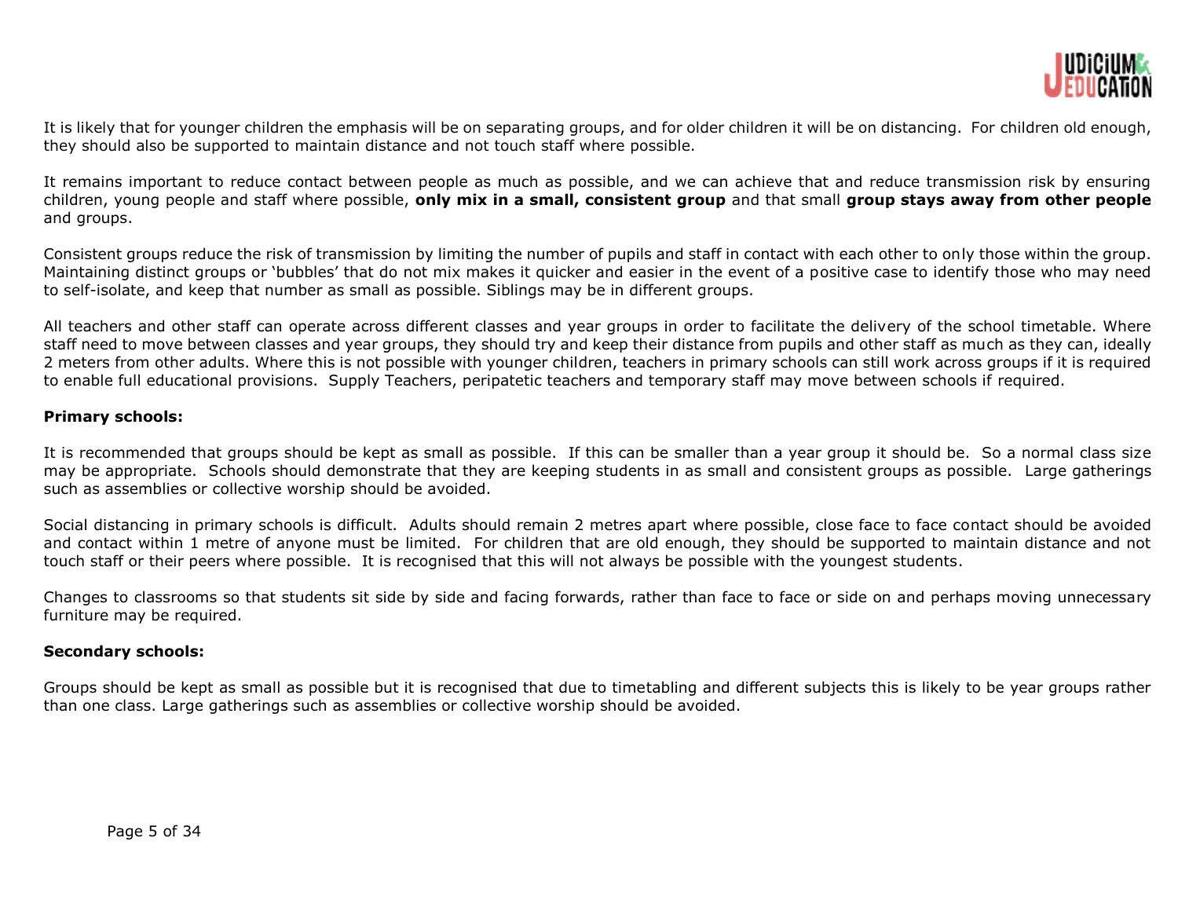It is likely that for younger children the emphasis will be on separating groups, and for older children it will be on distancing. For children old enough, they should also be supported to maintain distance and not touch staff where possible.

It remains important to reduce contact between people as much as possible, and we can achieve that and reduce transmission risk by ensuring children, young people and staff where possible, **only mix in a small, consistent group** and that small **group stays away from other people** and groups.

Consistent groups reduce the risk of transmission by limiting the number of pupils and staff in contact with each other to only those within the group. Maintaining distinct groups or 'bubbles' that do not mix makes it quicker and easier in the event of a positive case to identify those who may need to self-isolate, and keep that number as small as possible. Siblings may be in different groups.

All teachers and other staff can operate across different classes and year groups in order to facilitate the delivery of the school timetable. Where staff need to move between classes and year groups, they should try and keep their distance from pupils and other staff as much as they can, ideally 2 meters from other adults. Where this is not possible with younger children, teachers in primary schools can still work across groups if it is required to enable full educational provisions. Supply Teachers, peripatetic teachers and temporary staff may move between schools if required.

**Primary schools:**

It is recommended that groups should be kept as small as possible. If this can be smaller than a year group it should be. So a normal class size may be appropriate. Schools should demonstrate that they are keeping students in as small and consistent groups as possible. Large gatherings such as assemblies or collective worship should be avoided.

Social distancing in primary schools is difficult. Adults should remain 2 metres apart where possible, close face to face contact should be avoided and contact within 1 metre of anyone must be limited. For children that are old enough, they should be supported to maintain distance and not touch staff or their peers where possible. It is recognised that this will not always be possible with the youngest students.

Changes to classrooms so that students sit side by side and facing forwards, rather than face to face or side on and perhaps moving unnecessary furniture may be required.

**Secondary schools:**

Groups should be kept as small as possible but it is recognised that due to timetabling and different subjects this is likely to be year groups rather than one class. Large gatherings such as assemblies or collective worship should be avoided.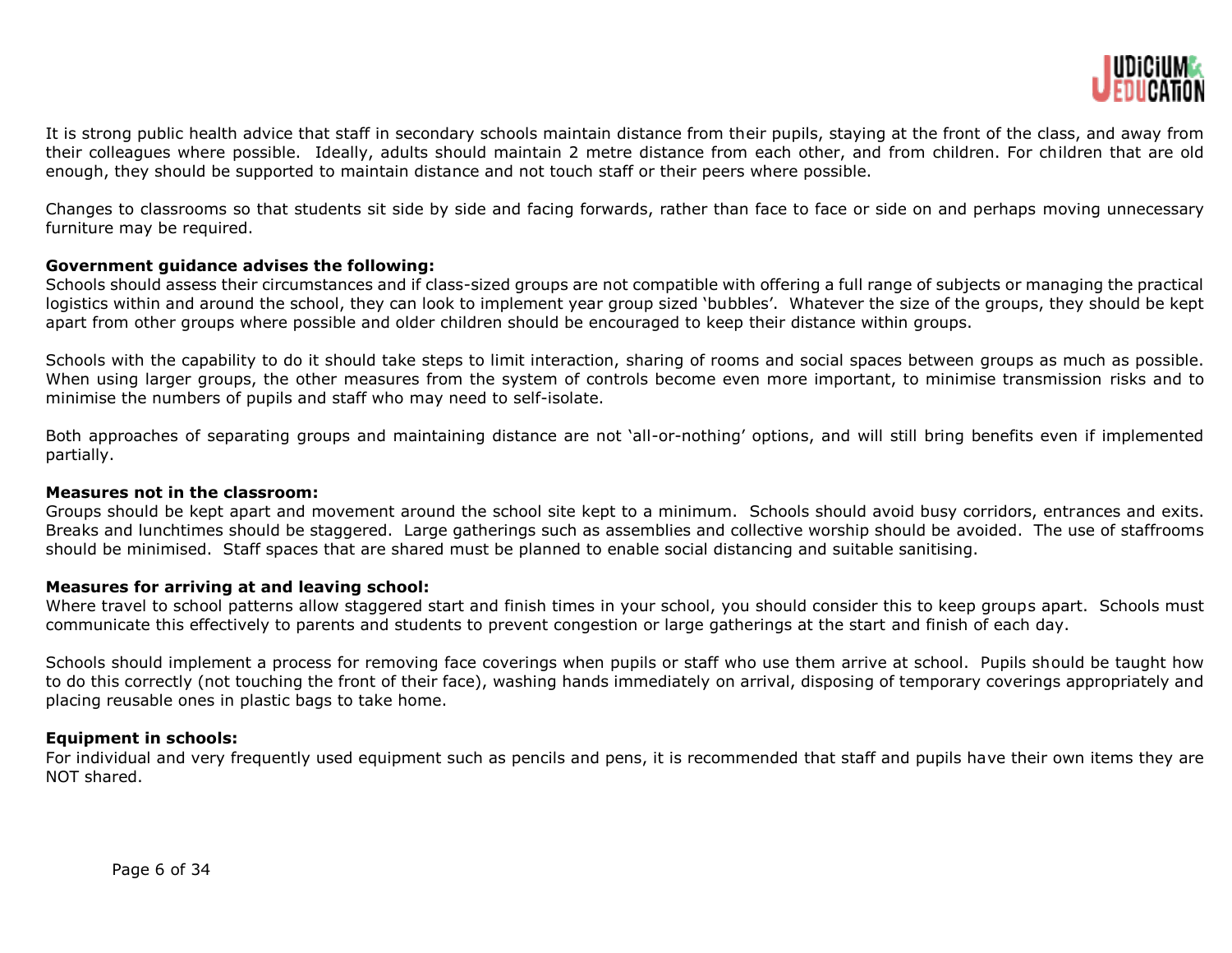It is strong public health advice that staff in secondary schools maintain distance from their pupils, staying at the front of the class, and away from their colleagues where possible. Ideally, adults should maintain 2 metre distance from each other, and from children. For children that are old enough, they should be supported to maintain distance and not touch staff or their peers where possible.

Changes to classrooms so that students sit side by side and facing forwards, rather than face to face or side on and perhaps moving unnecessary furniture may be required.

**Government guidance advises the following:**
Schools should assess their circumstances and if class-sized groups are not compatible with offering a full range of subjects or managing the practical logistics within and around the school, they can look to implement year group sized 'bubbles'. Whatever the size of the groups, they should be kept apart from other groups where possible and older children should be encouraged to keep their distance within groups.

Schools with the capability to do it should take steps to limit interaction, sharing of rooms and social spaces between groups as much as possible. When using larger groups, the other measures from the system of controls become even more important, to minimise transmission risks and to minimise the numbers of pupils and staff who may need to self-isolate.

Both approaches of separating groups and maintaining distance are not 'all-or-nothing' options, and will still bring benefits even if implemented partially.

**Measures not in the classroom:**
Groups should be kept apart and movement around the school site kept to a minimum. Schools should avoid busy corridors, entrances and exits. Breaks and lunchtimes should be staggered. Large gatherings such as assemblies and collective worship should be avoided. The use of staffrooms should be minimised. Staff spaces that are shared must be planned to enable social distancing and suitable sanitising.

**Measures for arriving at and leaving school:**
Where travel to school patterns allow staggered start and finish times in your school, you should consider this to keep groups apart. Schools must communicate this effectively to parents and students to prevent congestion or large gatherings at the start and finish of each day.

Schools should implement a process for removing face coverings when pupils or staff who use them arrive at school. Pupils should be taught how to do this correctly (not touching the front of their face), washing hands immediately on arrival, disposing of temporary coverings appropriately and placing reusable ones in plastic bags to take home.

**Equipment in schools:**
For individual and very frequently used equipment such as pencils and pens, it is recommended that staff and pupils have their own items they are NOT shared.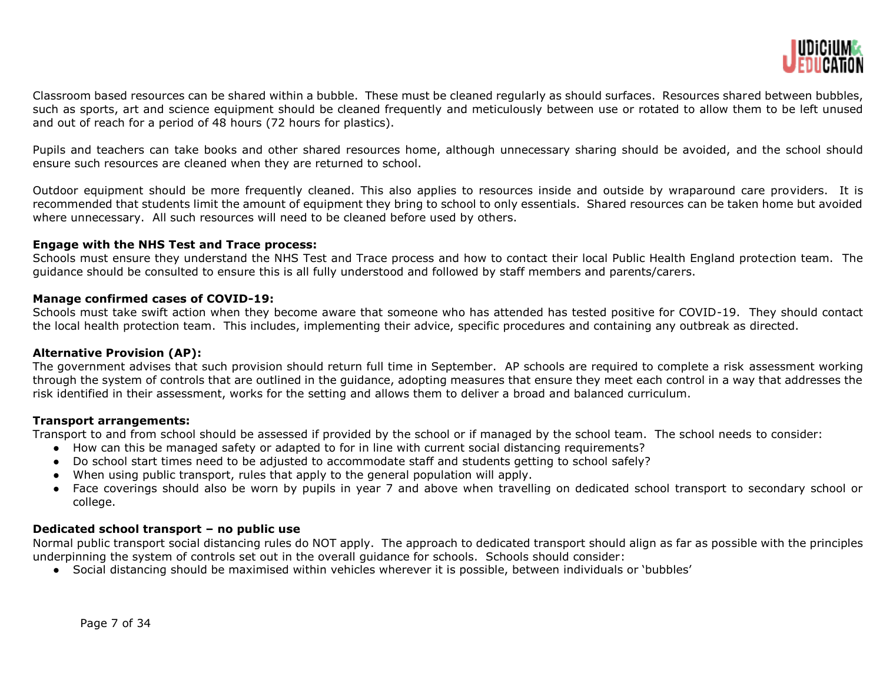Classroom based resources can be shared within a bubble. These must be cleaned regularly as should surfaces. Resources shared between bubbles, such as sports, art and science equipment should be cleaned frequently and meticulously between use or rotated to allow them to be left unused and out of reach for a period of 48 hours (72 hours for plastics).

Pupils and teachers can take books and other shared resources home, although unnecessary sharing should be avoided, and the school should ensure such resources are cleaned when they are returned to school.

Outdoor equipment should be more frequently cleaned. This also applies to resources inside and outside by wraparound care providers. It is recommended that students limit the amount of equipment they bring to school to only essentials. Shared resources can be taken home but avoided where unnecessary. All such resources will need to be cleaned before used by others.

**Engage with the NHS Test and Trace process:**
Schools must ensure they understand the NHS Test and Trace process and how to contact their local Public Health England protection team. The guidance should be consulted to ensure this is all fully understood and followed by staff members and parents/carers.

**Manage confirmed cases of COVID-19:**
Schools must take swift action when they become aware that someone who has attended has tested positive for COVID-19. They should contact the local health protection team. This includes, implementing their advice, specific procedures and containing any outbreak as directed.

**Alternative Provision (AP):**
The government advises that such provision should return full time in September. AP schools are required to complete a risk assessment working through the system of controls that are outlined in the guidance, adopting measures that ensure they meet each control in a way that addresses the risk identified in their assessment, works for the setting and allows them to deliver a broad and balanced curriculum.

**Transport arrangements:**
Transport to and from school should be assessed if provided by the school or if managed by the school team. The school needs to consider:

- How can this be managed safety or adapted to for in line with current social distancing requirements?
- Do school start times need to be adjusted to accommodate staff and students getting to school safely?
- When using public transport, rules that apply to the general population will apply.
- Face coverings should also be worn by pupils in year 7 and above when travelling on dedicated school transport to secondary school or college.

**Dedicated school transport – no public use**
Normal public transport social distancing rules do NOT apply. The approach to dedicated transport should align as far as possible with the principles underpinning the system of controls set out in the overall guidance for schools. Schools should consider:

- Social distancing should be maximised within vehicles wherever it is possible, between individuals or 'bubbles'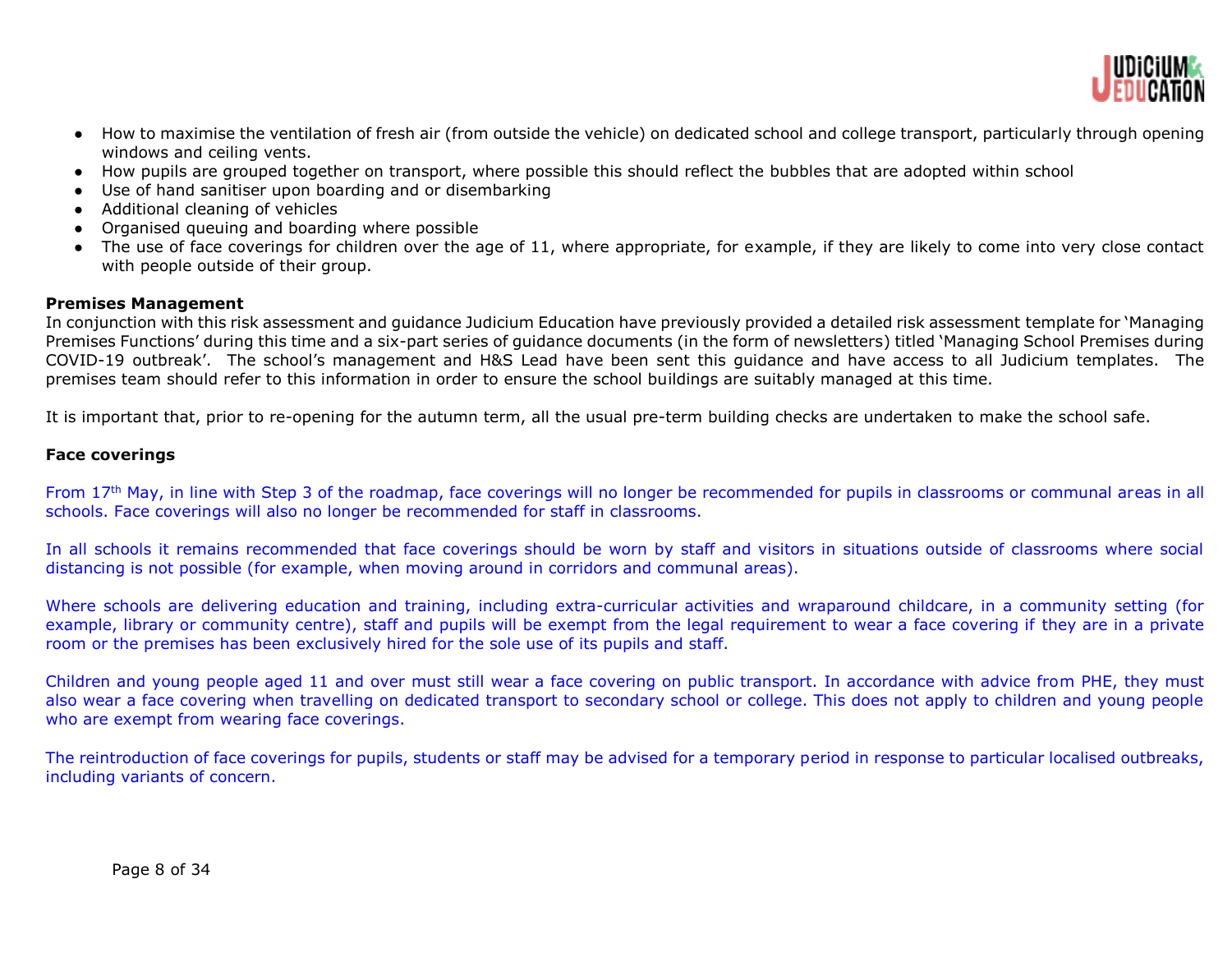- How to maximise the ventilation of fresh air (from outside the vehicle) on dedicated school and college transport, particularly through opening windows and ceiling vents.
- How pupils are grouped together on transport, where possible this should reflect the bubbles that are adopted within school
- Use of hand sanitiser upon boarding and or disembarking
- Additional cleaning of vehicles
- Organised queuing and boarding where possible
- The use of face coverings for children over the age of 11, where appropriate, for example, if they are likely to come into very close contact with people outside of their group.

**Premises Management**

In conjunction with this risk assessment and guidance Judicium Education have previously provided a detailed risk assessment template for 'Managing Premises Functions' during this time and a six-part series of guidance documents (in the form of newsletters) titled 'Managing School Premises during COVID-19 outbreak'. The school's management and H&S Lead have been sent this guidance and have access to all Judicium templates. The premises team should refer to this information in order to ensure the school buildings are suitably managed at this time.

It is important that, prior to re-opening for the autumn term, all the usual pre-term building checks are undertaken to make the school safe.

**Face coverings**

From 17th May, in line with Step 3 of the roadmap, face coverings will no longer be recommended for pupils in classrooms or communal areas in all schools. Face coverings will also no longer be recommended for staff in classrooms.

In all schools it remains recommended that face coverings should be worn by staff and visitors in situations outside of classrooms where social distancing is not possible (for example, when moving around in corridors and communal areas).

Where schools are delivering education and training, including extra-curricular activities and wraparound childcare, in a community setting (for example, library or community centre), staff and pupils will be exempt from the legal requirement to wear a face covering if they are in a private room or the premises has been exclusively hired for the sole use of its pupils and staff.

Children and young people aged 11 and over must still wear a face covering on public transport. In accordance with advice from PHE, they must also wear a face covering when travelling on dedicated transport to secondary school or college. This does not apply to children and young people who are exempt from wearing face coverings.

The reintroduction of face coverings for pupils, students or staff may be advised for a temporary period in response to particular localised outbreaks, including variants of concern.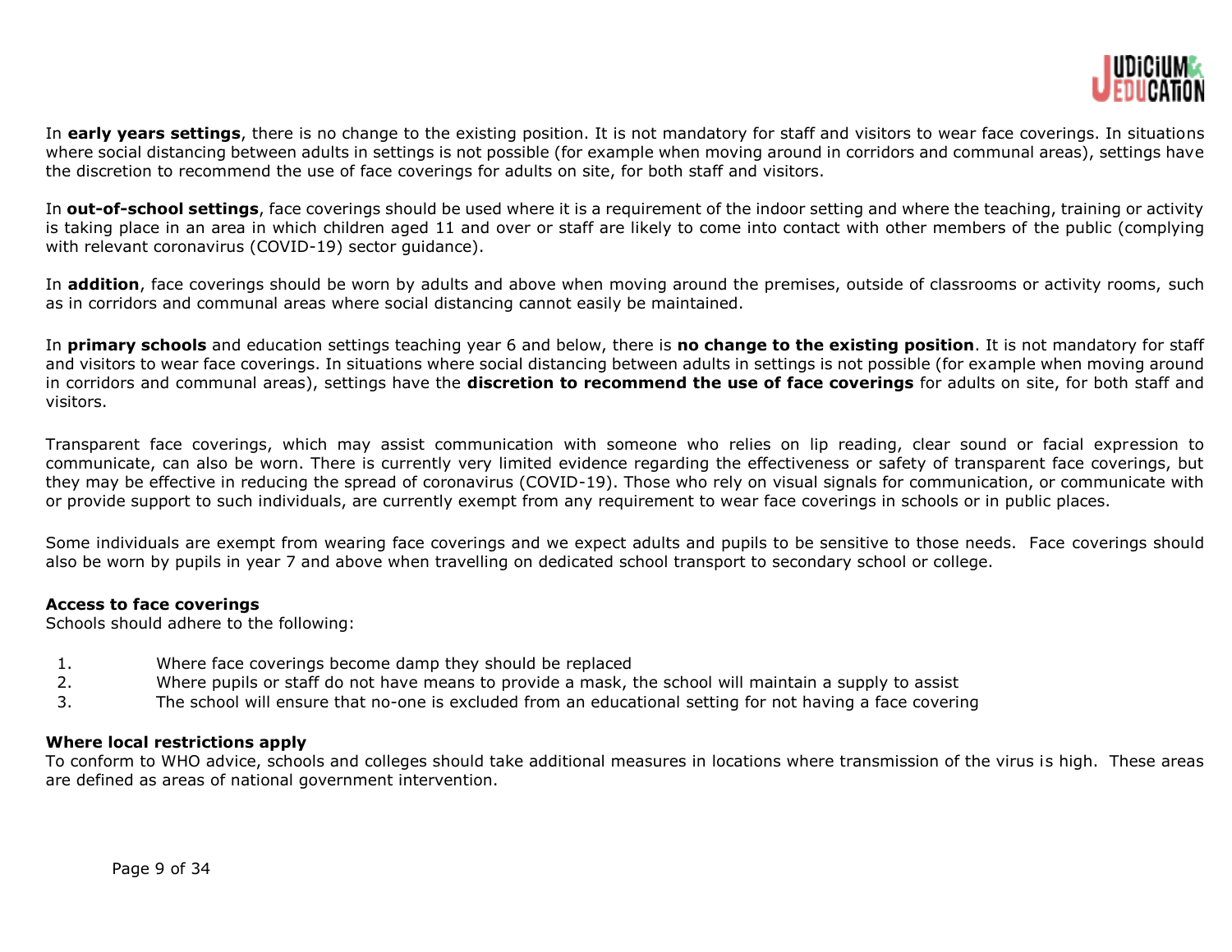In **early years settings**, there is no change to the existing position. It is not mandatory for staff and visitors to wear face coverings. In situations where social distancing between adults in settings is not possible (for example when moving around in corridors and communal areas), settings have the discretion to recommend the use of face coverings for adults on site, for both staff and visitors.

In **out-of-school settings**, face coverings should be used where it is a requirement of the indoor setting and where the teaching, training or activity is taking place in an area in which children aged 11 and over or staff are likely to come into contact with other members of the public (complying with relevant coronavirus (COVID-19) sector guidance).

In **addition**, face coverings should be worn by adults and above when moving around the premises, outside of classrooms or activity rooms, such as in corridors and communal areas where social distancing cannot easily be maintained.

In **primary schools** and education settings teaching year 6 and below, there is **no change to the existing position**. It is not mandatory for staff and visitors to wear face coverings. In situations where social distancing between adults in settings is not possible (for example when moving around in corridors and communal areas), settings have the **discretion to recommend the use of face coverings** for adults on site, for both staff and visitors.

Transparent face coverings, which may assist communication with someone who relies on lip reading, clear sound or facial expression to communicate, can also be worn. There is currently very limited evidence regarding the effectiveness or safety of transparent face coverings, but they may be effective in reducing the spread of coronavirus (COVID-19). Those who rely on visual signals for communication, or communicate with or provide support to such individuals, are currently exempt from any requirement to wear face coverings in schools or in public places.

Some individuals are exempt from wearing face coverings and we expect adults and pupils to be sensitive to those needs. Face coverings should also be worn by pupils in year 7 and above when travelling on dedicated school transport to secondary school or college.

**Access to face coverings**
Schools should adhere to the following:

1. Where face coverings become damp they should be replaced
2. Where pupils or staff do not have means to provide a mask, the school will maintain a supply to assist
3. The school will ensure that no-one is excluded from an educational setting for not having a face covering

**Where local restrictions apply**
To conform to WHO advice, schools and colleges should take additional measures in locations where transmission of the virus is high. These areas are defined as areas of national government intervention.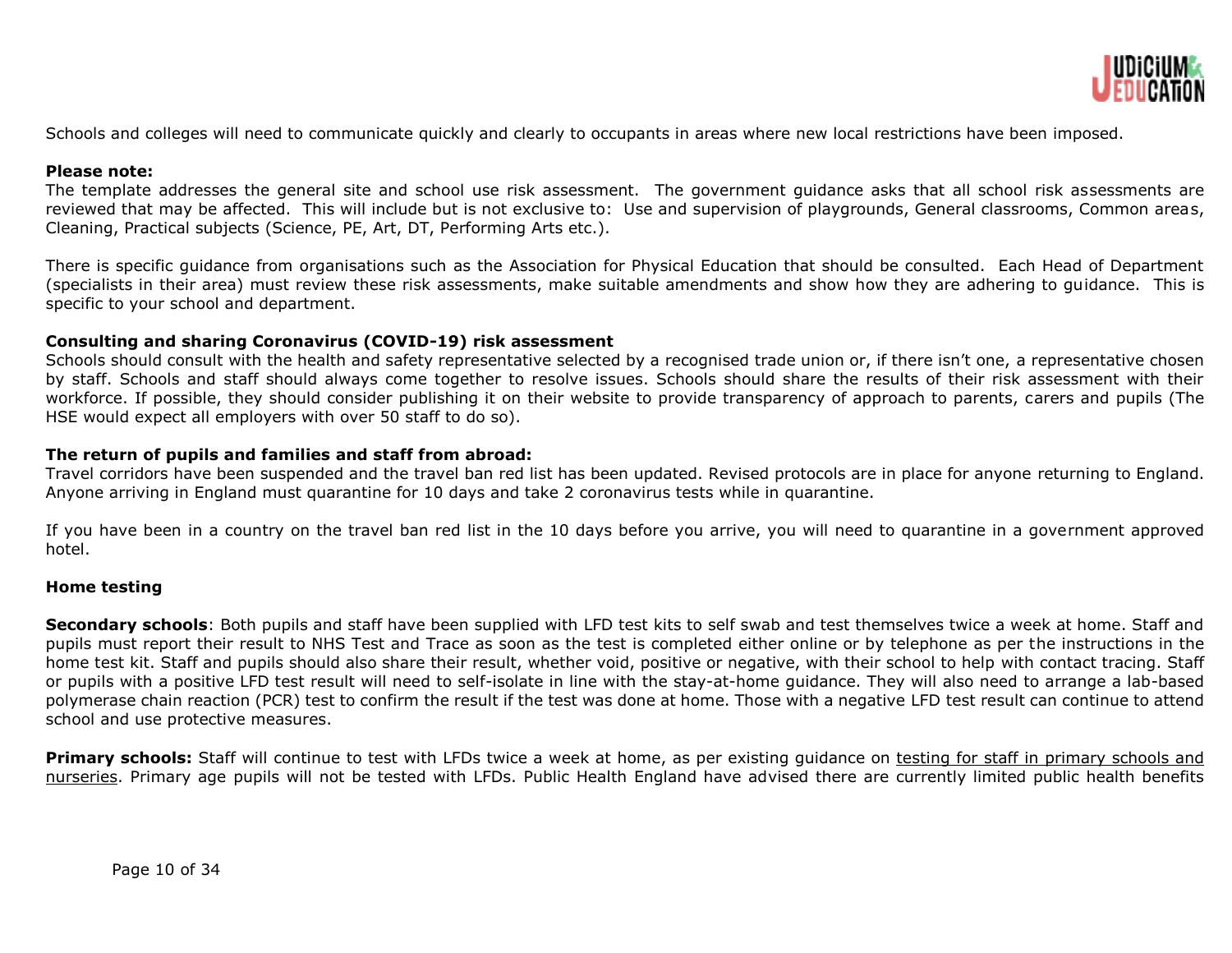Schools and colleges will need to communicate quickly and clearly to occupants in areas where new local restrictions have been imposed.

**Please note:**
The template addresses the general site and school use risk assessment. The government guidance asks that all school risk assessments are reviewed that may be affected. This will include but is not exclusive to: Use and supervision of playgrounds, General classrooms, Common areas, Cleaning, Practical subjects (Science, PE, Art, DT, Performing Arts etc.).

There is specific guidance from organisations such as the Association for Physical Education that should be consulted. Each Head of Department (specialists in their area) must review these risk assessments, make suitable amendments and show how they are adhering to guidance. This is specific to your school and department.

**Consulting and sharing Coronavirus (COVID-19) risk assessment**
Schools should consult with the health and safety representative selected by a recognised trade union or, if there isn't one, a representative chosen by staff. Schools and staff should always come together to resolve issues. Schools should share the results of their risk assessment with their workforce. If possible, they should consider publishing it on their website to provide transparency of approach to parents, carers and pupils (The HSE would expect all employers with over 50 staff to do so).

**The return of pupils and families and staff from abroad:**
Travel corridors have been suspended and the travel ban red list has been updated. Revised protocols are in place for anyone returning to England. Anyone arriving in England must quarantine for 10 days and take 2 coronavirus tests while in quarantine.

If you have been in a country on the travel ban red list in the 10 days before you arrive, you will need to quarantine in a government approved hotel.

**Home testing**

**Secondary schools**: Both pupils and staff have been supplied with LFD test kits to self swab and test themselves twice a week at home. Staff and pupils must report their result to NHS Test and Trace as soon as the test is completed either online or by telephone as per the instructions in the home test kit. Staff and pupils should also share their result, whether void, positive or negative, with their school to help with contact tracing. Staff or pupils with a positive LFD test result will need to self-isolate in line with the stay-at-home guidance. They will also need to arrange a lab-based polymerase chain reaction (PCR) test to confirm the result if the test was done at home. Those with a negative LFD test result can continue to attend school and use protective measures.

**Primary schools:** Staff will continue to test with LFDs twice a week at home, as per existing guidance on testing for staff in primary schools and nurseries. Primary age pupils will not be tested with LFDs. Public Health England have advised there are currently limited public health benefits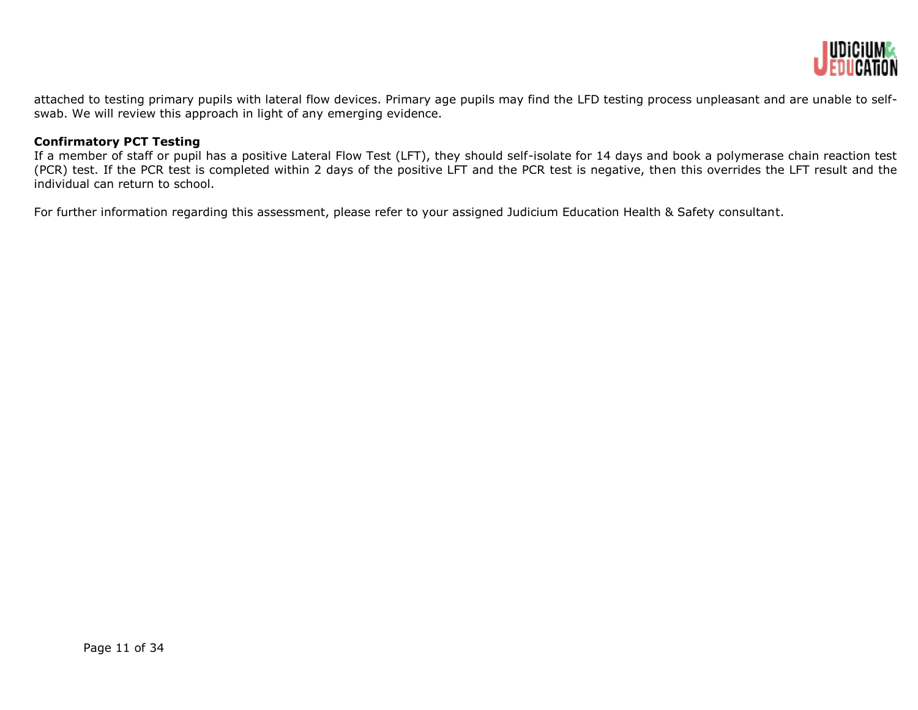attached to testing primary pupils with lateral flow devices. Primary age pupils may find the LFD testing process unpleasant and are unable to self-swab. We will review this approach in light of any emerging evidence.

**Confirmatory PCT Testing**

If a member of staff or pupil has a positive Lateral Flow Test (LFT), they should self-isolate for 14 days and book a polymerase chain reaction test (PCR) test. If the PCR test is completed within 2 days of the positive LFT and the PCR test is negative, then this overrides the LFT result and the individual can return to school.

For further information regarding this assessment, please refer to your assigned Judicium Education Health & Safety consultant.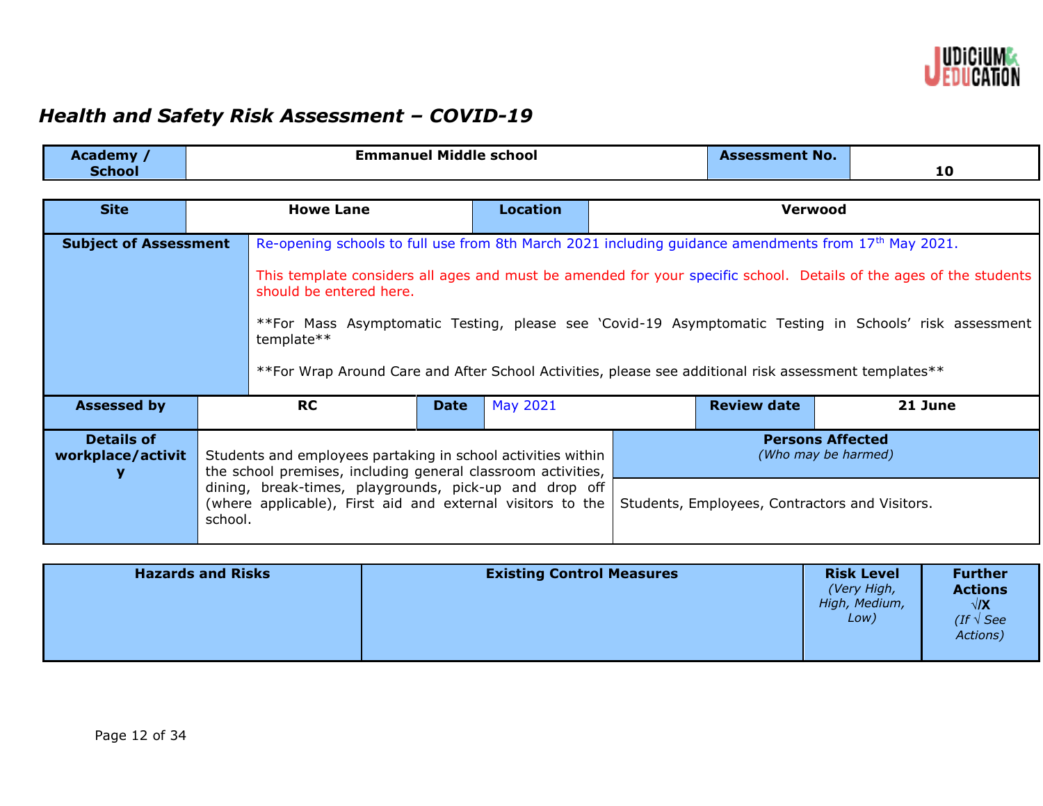## *Health and Safety Risk Assessment – COVID-19*

| **Academy / School** | **Emmanuel Middle school** | **Assessment No.** | **10** |
|---|---|---|---|

| **Site** | **Howe Lane** | **Location** | **Verwood** |
|---|---|---|---|

| **Subject of Assessment** | Re-opening schools to full use from 8th March 2021 including guidance amendments from 17th May 2021.<br><br>This template considers all ages and must be amended for your specific school. Details of the ages of the students should be entered here.<br><br>\*\*For Mass Asymptomatic Testing, please see 'Covid-19 Asymptomatic Testing in Schools' risk assessment template\*\*<br><br>\*\*For Wrap Around Care and After School Activities, please see additional risk assessment templates\*\* |
|---|---|

| **Assessed by** | **RC** | **Date** | May 2021 | **Review date** | **21 June** |
|---|---|---|---|---|---|

| **Details of workplace/activity** | Students and employees partaking in school activities within the school premises, including general classroom activities, dining, break-times, playgrounds, pick-up and drop off (where applicable), First aid and external visitors to the school. | **Persons Affected** *(Who may be harmed)*<br><br>Students, Employees, Contractors and Visitors. |
|---|---|---|

| **Hazards and Risks** | **Existing Control Measures** | **Risk Level** *(Very High, High, Medium, Low)* | **Further Actions** √/X *(If √ See Actions)* |
|---|---|---|---|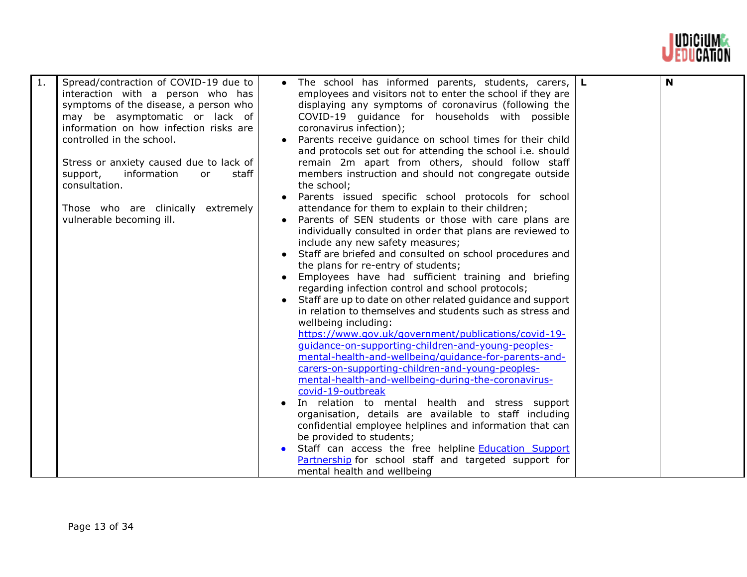| 1. | Spread/contraction of COVID-19 due to interaction with a person who has symptoms of the disease, a person who may be asymptomatic or lack of information on how infection risks are controlled in the school.<br><br>Stress or anxiety caused due to lack of support, information or staff consultation.<br><br>Those who are clinically extremely vulnerable becoming ill. | • The school has informed parents, students, carers, employees and visitors not to enter the school if they are displaying any symptoms of coronavirus (following the COVID-19 guidance for households with possible coronavirus infection);<br>• Parents receive guidance on school times for their child and protocols set out for attending the school i.e. should remain 2m apart from others, should follow staff members instruction and should not congregate outside the school;<br>• Parents issued specific school protocols for school attendance for them to explain to their children;<br>• Parents of SEN students or those with care plans are individually consulted in order that plans are reviewed to include any new safety measures;<br>• Staff are briefed and consulted on school procedures and the plans for re-entry of students;<br>• Employees have had sufficient training and briefing regarding infection control and school protocols;<br>• Staff are up to date on other related guidance and support in relation to themselves and students such as stress and wellbeing including: https://www.gov.uk/government/publications/covid-19-guidance-on-supporting-children-and-young-peoples-mental-health-and-wellbeing/guidance-for-parents-and-carers-on-supporting-children-and-young-peoples-mental-health-and-wellbeing-during-the-coronavirus-covid-19-outbreak<br>• In relation to mental health and stress support organisation, details are available to staff including confidential employee helplines and information that can be provided to students;<br>• Staff can access the free helpline Education Support Partnership for school staff and targeted support for mental health and wellbeing | **L** | **N** |
|---|---|---|---|---|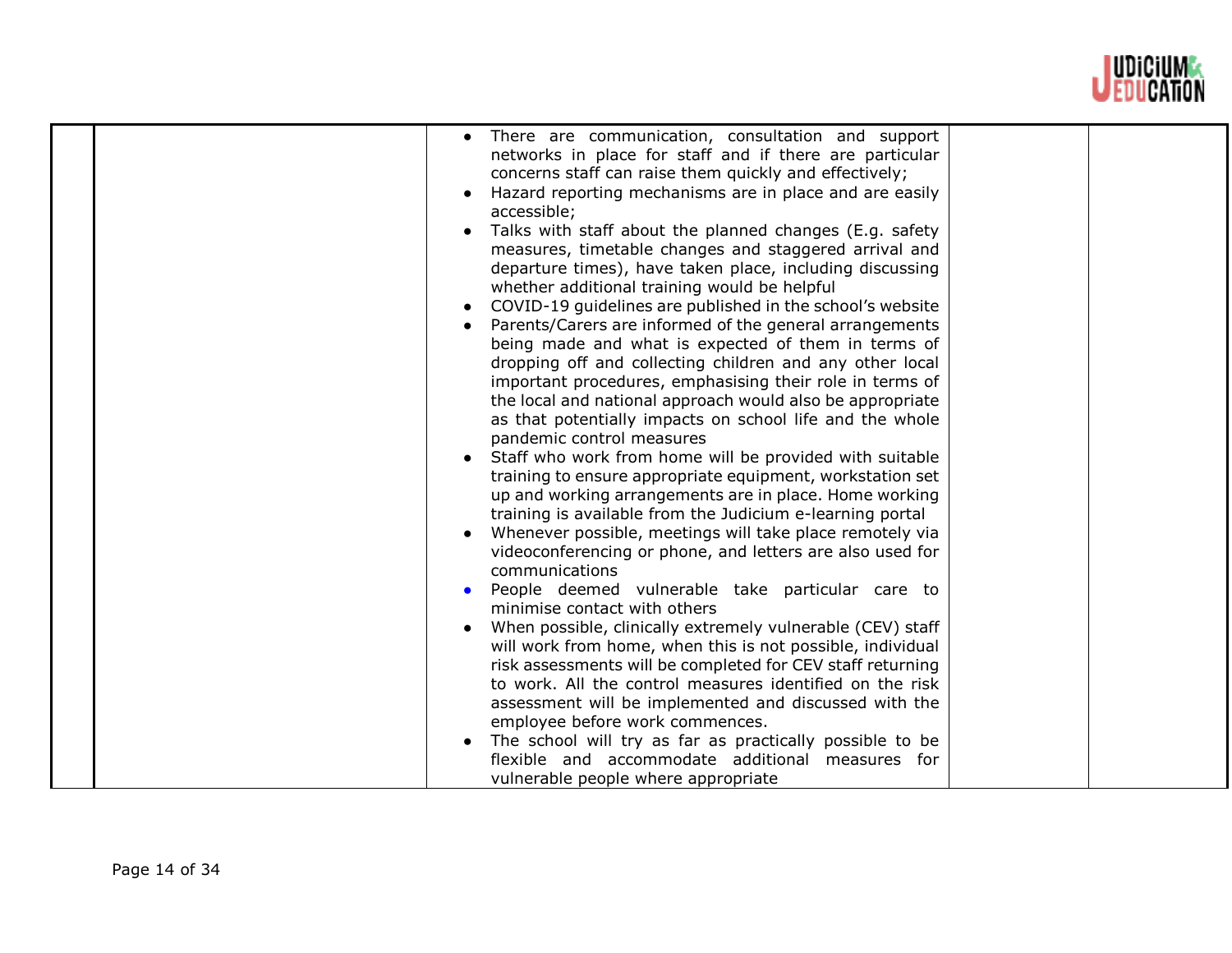| | | | | |
|---|---|---|---|---|
| | | • There are communication, consultation and support networks in place for staff and if there are particular concerns staff can raise them quickly and effectively;<br>• Hazard reporting mechanisms are in place and are easily accessible;<br>• Talks with staff about the planned changes (E.g. safety measures, timetable changes and staggered arrival and departure times), have taken place, including discussing whether additional training would be helpful<br>• COVID-19 guidelines are published in the school's website<br>• Parents/Carers are informed of the general arrangements being made and what is expected of them in terms of dropping off and collecting children and any other local important procedures, emphasising their role in terms of the local and national approach would also be appropriate as that potentially impacts on school life and the whole pandemic control measures<br>• Staff who work from home will be provided with suitable training to ensure appropriate equipment, workstation set up and working arrangements are in place. Home working training is available from the Judicium e-learning portal<br>• Whenever possible, meetings will take place remotely via videoconferencing or phone, and letters are also used for communications<br>• People deemed vulnerable take particular care to minimise contact with others<br>• When possible, clinically extremely vulnerable (CEV) staff will work from home, when this is not possible, individual risk assessments will be completed for CEV staff returning to work. All the control measures identified on the risk assessment will be implemented and discussed with the employee before work commences.<br>• The school will try as far as practically possible to be flexible and accommodate additional measures for vulnerable people where appropriate | | |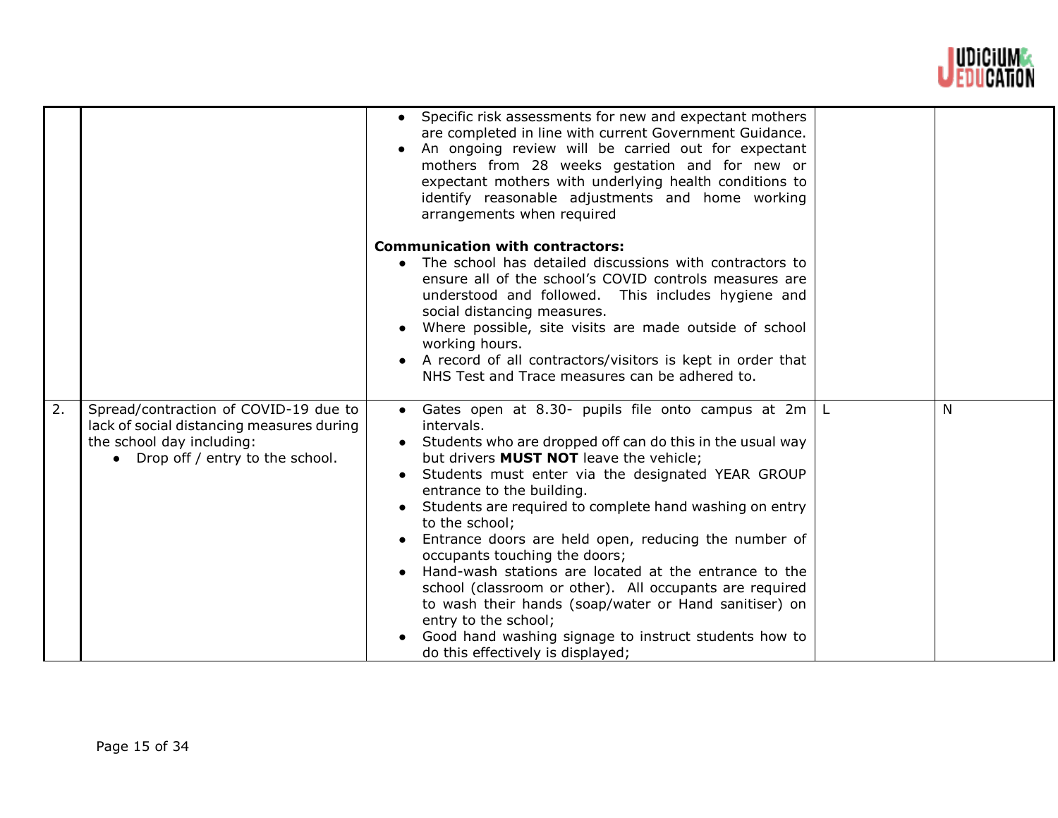| | | | | |
|---|---|---|---|---|
| | | • Specific risk assessments for new and expectant mothers are completed in line with current Government Guidance.<br>• An ongoing review will be carried out for expectant mothers from 28 weeks gestation and for new or expectant mothers with underlying health conditions to identify reasonable adjustments and home working arrangements when required<br><br>**Communication with contractors:**<br>• The school has detailed discussions with contractors to ensure all of the school's COVID controls measures are understood and followed. This includes hygiene and social distancing measures.<br>• Where possible, site visits are made outside of school working hours.<br>• A record of all contractors/visitors is kept in order that NHS Test and Trace measures can be adhered to. | | |
| 2. | Spread/contraction of COVID-19 due to lack of social distancing measures during the school day including:<br>• Drop off / entry to the school. | • Gates open at 8.30- pupils file onto campus at 2m intervals.<br>• Students who are dropped off can do this in the usual way but drivers **MUST NOT** leave the vehicle;<br>• Students must enter via the designated YEAR GROUP entrance to the building.<br>• Students are required to complete hand washing on entry to the school;<br>• Entrance doors are held open, reducing the number of occupants touching the doors;<br>• Hand-wash stations are located at the entrance to the school (classroom or other). All occupants are required to wash their hands (soap/water or Hand sanitiser) on entry to the school;<br>• Good hand washing signage to instruct students how to do this effectively is displayed; | L | N |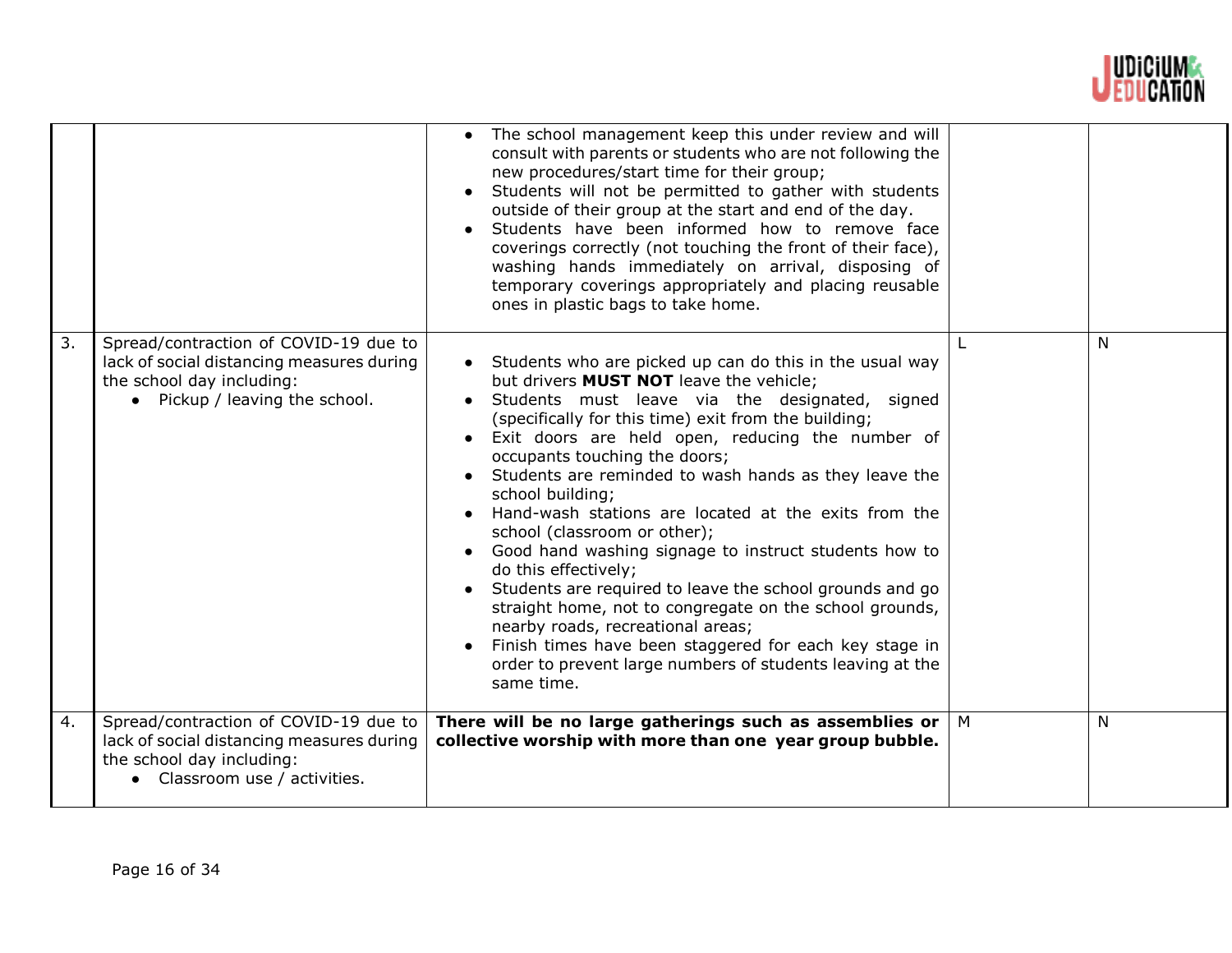| | | | | |
|---|---|---|---|---|
| | | • The school management keep this under review and will consult with parents or students who are not following the new procedures/start time for their group;<br>• Students will not be permitted to gather with students outside of their group at the start and end of the day.<br>• Students have been informed how to remove face coverings correctly (not touching the front of their face), washing hands immediately on arrival, disposing of temporary coverings appropriately and placing reusable ones in plastic bags to take home. | | |
| 3. | Spread/contraction of COVID-19 due to lack of social distancing measures during the school day including:<br>• Pickup / leaving the school. | • Students who are picked up can do this in the usual way but drivers **MUST NOT** leave the vehicle;<br>• Students must leave via the designated, signed (specifically for this time) exit from the building;<br>• Exit doors are held open, reducing the number of occupants touching the doors;<br>• Students are reminded to wash hands as they leave the school building;<br>• Hand-wash stations are located at the exits from the school (classroom or other);<br>• Good hand washing signage to instruct students how to do this effectively;<br>• Students are required to leave the school grounds and go straight home, not to congregate on the school grounds, nearby roads, recreational areas;<br>• Finish times have been staggered for each key stage in order to prevent large numbers of students leaving at the same time. | L | N |
| 4. | Spread/contraction of COVID-19 due to lack of social distancing measures during the school day including:<br>• Classroom use / activities. | **There will be no large gatherings such as assemblies or collective worship with more than one year group bubble.** | M | N |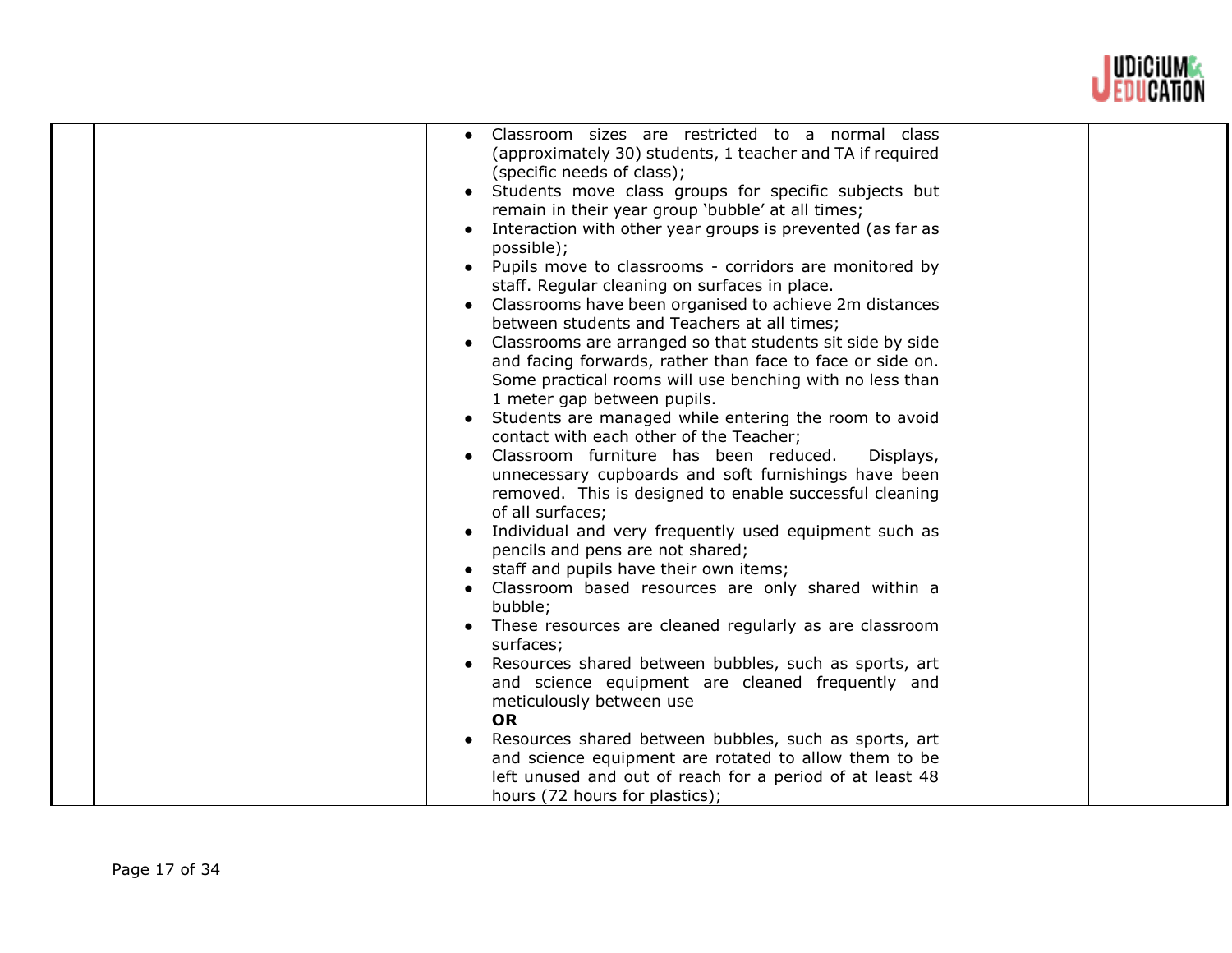| | | | | |
|---|---|---|---|---|
| | | • Classroom sizes are restricted to a normal class (approximately 30) students, 1 teacher and TA if required (specific needs of class);<br>• Students move class groups for specific subjects but remain in their year group 'bubble' at all times;<br>• Interaction with other year groups is prevented (as far as possible);<br>• Pupils move to classrooms - corridors are monitored by staff. Regular cleaning on surfaces in place.<br>• Classrooms have been organised to achieve 2m distances between students and Teachers at all times;<br>• Classrooms are arranged so that students sit side by side and facing forwards, rather than face to face or side on. Some practical rooms will use benching with no less than 1 meter gap between pupils.<br>• Students are managed while entering the room to avoid contact with each other of the Teacher;<br>• Classroom furniture has been reduced. Displays, unnecessary cupboards and soft furnishings have been removed. This is designed to enable successful cleaning of all surfaces;<br>• Individual and very frequently used equipment such as pencils and pens are not shared;<br>• staff and pupils have their own items;<br>• Classroom based resources are only shared within a bubble;<br>• These resources are cleaned regularly as are classroom surfaces;<br>• Resources shared between bubbles, such as sports, art and science equipment are cleaned frequently and meticulously between use<br>**OR**<br>• Resources shared between bubbles, such as sports, art and science equipment are rotated to allow them to be left unused and out of reach for a period of at least 48 hours (72 hours for plastics); | | |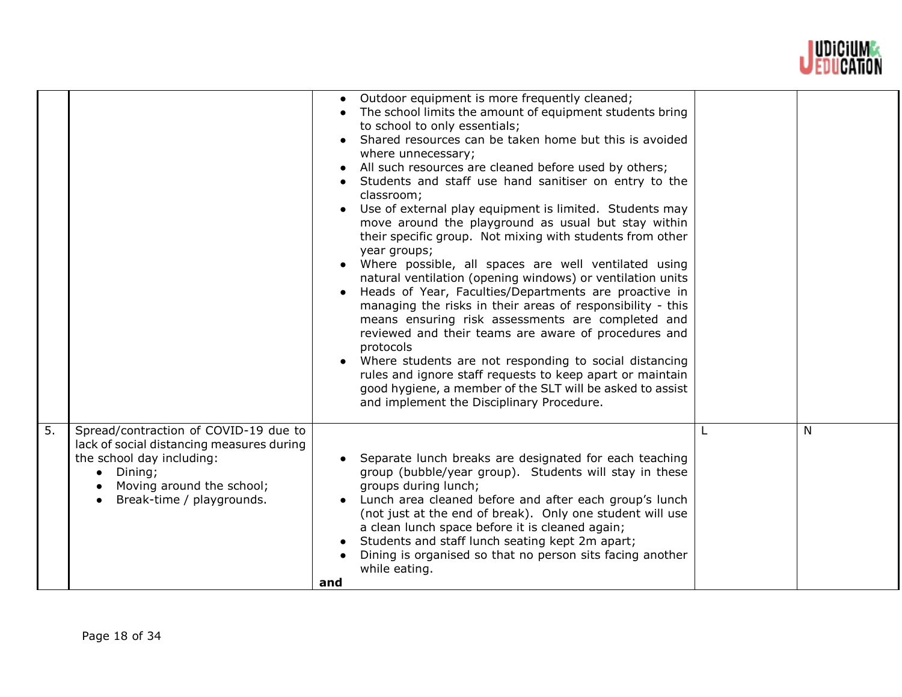| | | | | |
|---|---|---|---|---|
| | | • Outdoor equipment is more frequently cleaned;<br>• The school limits the amount of equipment students bring to school to only essentials;<br>• Shared resources can be taken home but this is avoided where unnecessary;<br>• All such resources are cleaned before used by others;<br>• Students and staff use hand sanitiser on entry to the classroom;<br>• Use of external play equipment is limited. Students may move around the playground as usual but stay within their specific group. Not mixing with students from other year groups;<br>• Where possible, all spaces are well ventilated using natural ventilation (opening windows) or ventilation units<br>• Heads of Year, Faculties/Departments are proactive in managing the risks in their areas of responsibility - this means ensuring risk assessments are completed and reviewed and their teams are aware of procedures and protocols<br>• Where students are not responding to social distancing rules and ignore staff requests to keep apart or maintain good hygiene, a member of the SLT will be asked to assist and implement the Disciplinary Procedure. | | |
| 5. | Spread/contraction of COVID-19 due to lack of social distancing measures during the school day including:<br>• Dining;<br>• Moving around the school;<br>• Break-time / playgrounds. | • Separate lunch breaks are designated for each teaching group (bubble/year group). Students will stay in these groups during lunch;<br>• Lunch area cleaned before and after each group's lunch (not just at the end of break). Only one student will use a clean lunch space before it is cleaned again;<br>• Students and staff lunch seating kept 2m apart;<br>• Dining is organised so that no person sits facing another while eating.<br>**and** | L | N |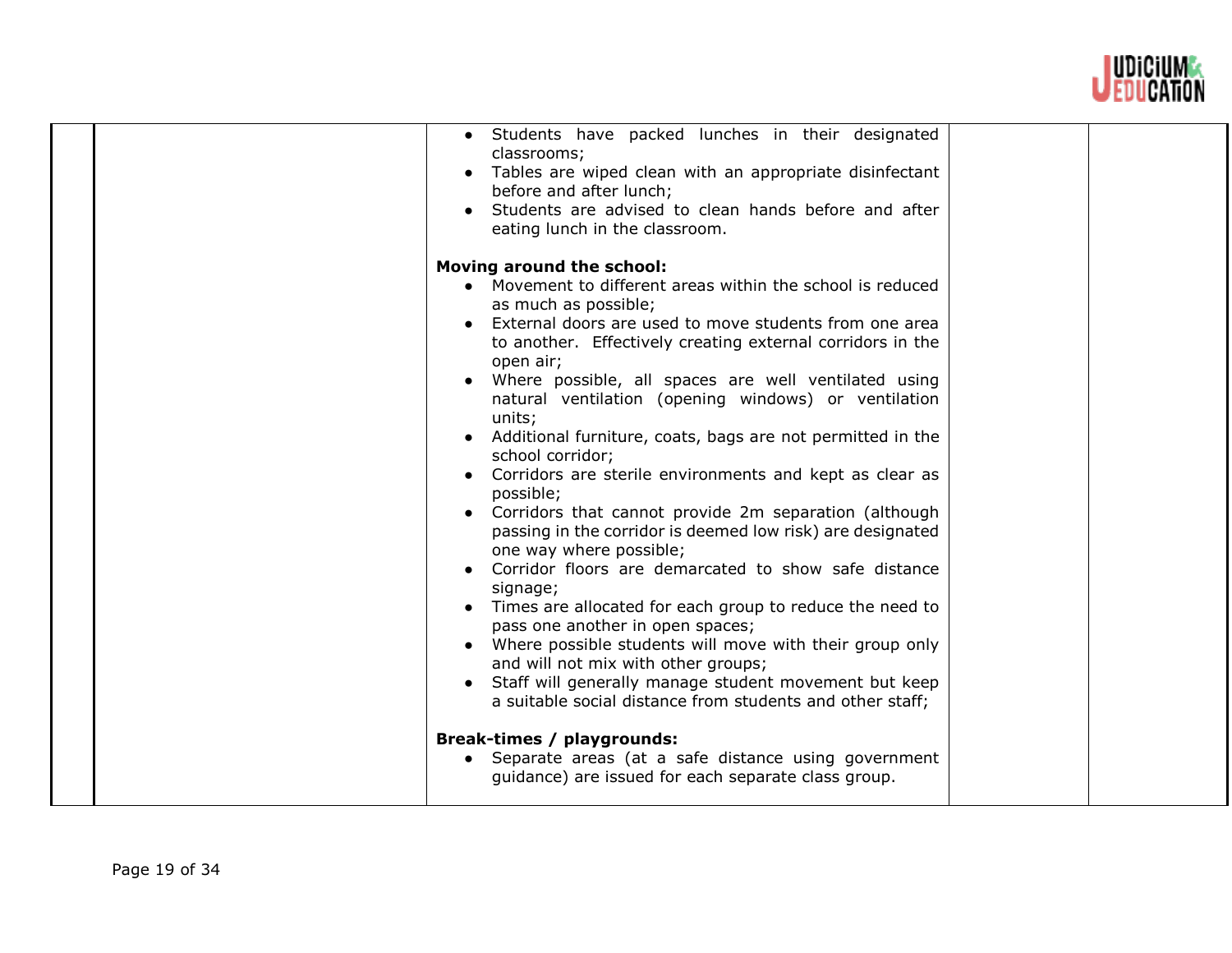| | | | | |
|---|---|---|---|---|
| | | • Students have packed lunches in their designated classrooms;<br>• Tables are wiped clean with an appropriate disinfectant before and after lunch;<br>• Students are advised to clean hands before and after eating lunch in the classroom.<br><br>**Moving around the school:**<br>• Movement to different areas within the school is reduced as much as possible;<br>• External doors are used to move students from one area to another. Effectively creating external corridors in the open air;<br>• Where possible, all spaces are well ventilated using natural ventilation (opening windows) or ventilation units;<br>• Additional furniture, coats, bags are not permitted in the school corridor;<br>• Corridors are sterile environments and kept as clear as possible;<br>• Corridors that cannot provide 2m separation (although passing in the corridor is deemed low risk) are designated one way where possible;<br>• Corridor floors are demarcated to show safe distance signage;<br>• Times are allocated for each group to reduce the need to pass one another in open spaces;<br>• Where possible students will move with their group only and will not mix with other groups;<br>• Staff will generally manage student movement but keep a suitable social distance from students and other staff;<br><br>**Break-times / playgrounds:**<br>• Separate areas (at a safe distance using government guidance) are issued for each separate class group. | | |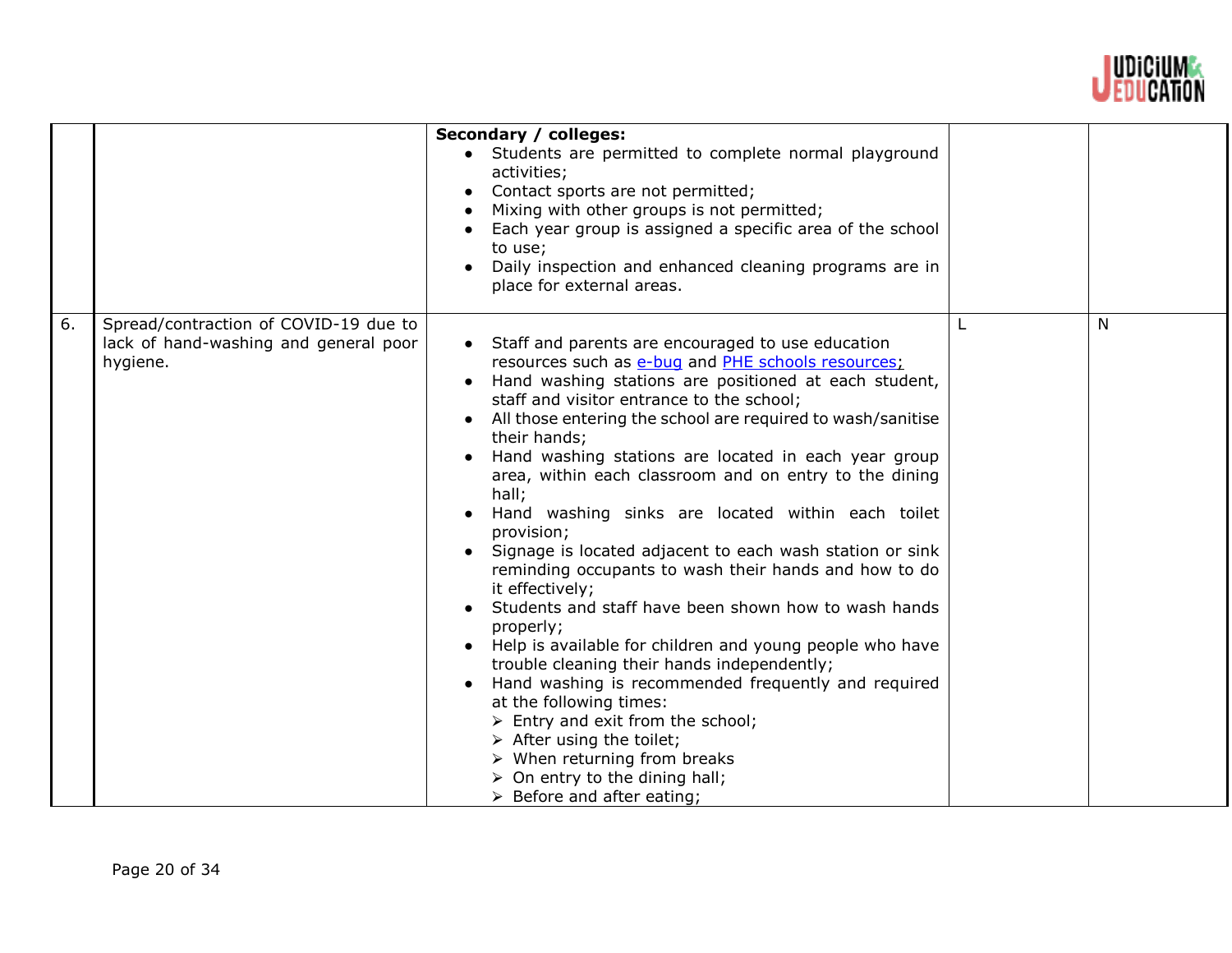| | | | | |
|---|---|---|---|---|
| | | **Secondary / colleges:**<br>• Students are permitted to complete normal playground activities;<br>• Contact sports are not permitted;<br>• Mixing with other groups is not permitted;<br>• Each year group is assigned a specific area of the school to use;<br>• Daily inspection and enhanced cleaning programs are in place for external areas. | | |
| 6. | Spread/contraction of COVID-19 due to lack of hand-washing and general poor hygiene. | • Staff and parents are encouraged to use education resources such as e-bug and PHE schools resources;<br>• Hand washing stations are positioned at each student, staff and visitor entrance to the school;<br>• All those entering the school are required to wash/sanitise their hands;<br>• Hand washing stations are located in each year group area, within each classroom and on entry to the dining hall;<br>• Hand washing sinks are located within each toilet provision;<br>• Signage is located adjacent to each wash station or sink reminding occupants to wash their hands and how to do it effectively;<br>• Students and staff have been shown how to wash hands properly;<br>• Help is available for children and young people who have trouble cleaning their hands independently;<br>• Hand washing is recommended frequently and required at the following times:<br>➢ Entry and exit from the school;<br>➢ After using the toilet;<br>➢ When returning from breaks<br>➢ On entry to the dining hall;<br>➢ Before and after eating; | L | N |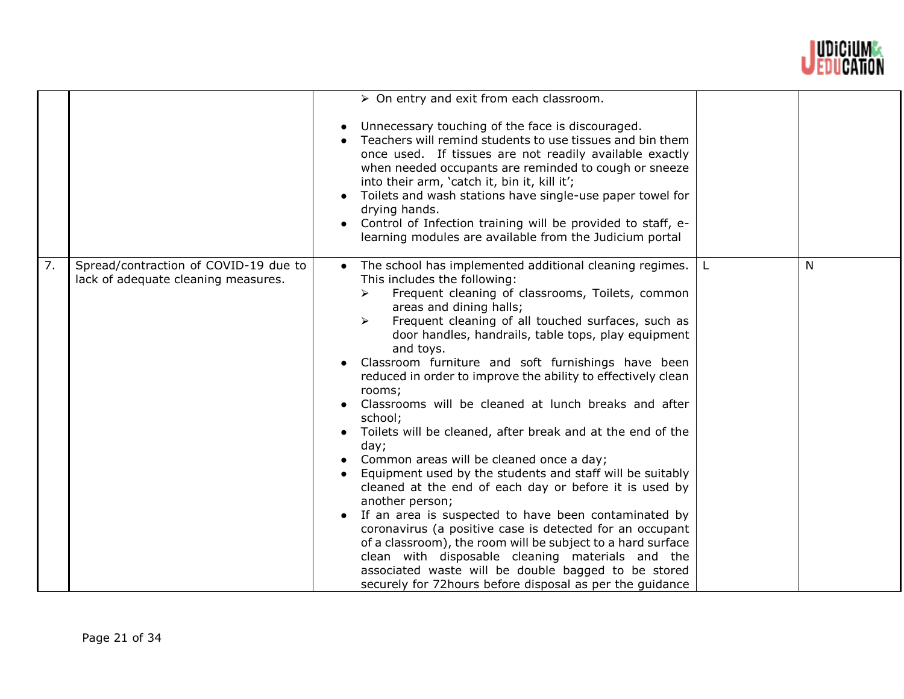| | | | | |
|---|---|---|---|---|
| | | ➢ On entry and exit from each classroom.<br><br>• Unnecessary touching of the face is discouraged.<br>• Teachers will remind students to use tissues and bin them once used. If tissues are not readily available exactly when needed occupants are reminded to cough or sneeze into their arm, 'catch it, bin it, kill it';<br>• Toilets and wash stations have single-use paper towel for drying hands.<br>• Control of Infection training will be provided to staff, e-learning modules are available from the Judicium portal | | |
| 7. | Spread/contraction of COVID-19 due to lack of adequate cleaning measures. | • The school has implemented additional cleaning regimes. This includes the following:<br>&nbsp;&nbsp;➢ Frequent cleaning of classrooms, Toilets, common areas and dining halls;<br>&nbsp;&nbsp;➢ Frequent cleaning of all touched surfaces, such as door handles, handrails, table tops, play equipment and toys.<br>• Classroom furniture and soft furnishings have been reduced in order to improve the ability to effectively clean rooms;<br>• Classrooms will be cleaned at lunch breaks and after school;<br>• Toilets will be cleaned, after break and at the end of the day;<br>• Common areas will be cleaned once a day;<br>• Equipment used by the students and staff will be suitably cleaned at the end of each day or before it is used by another person;<br>• If an area is suspected to have been contaminated by coronavirus (a positive case is detected for an occupant of a classroom), the room will be subject to a hard surface clean with disposable cleaning materials and the associated waste will be double bagged to be stored securely for 72hours before disposal as per the guidance | L | N |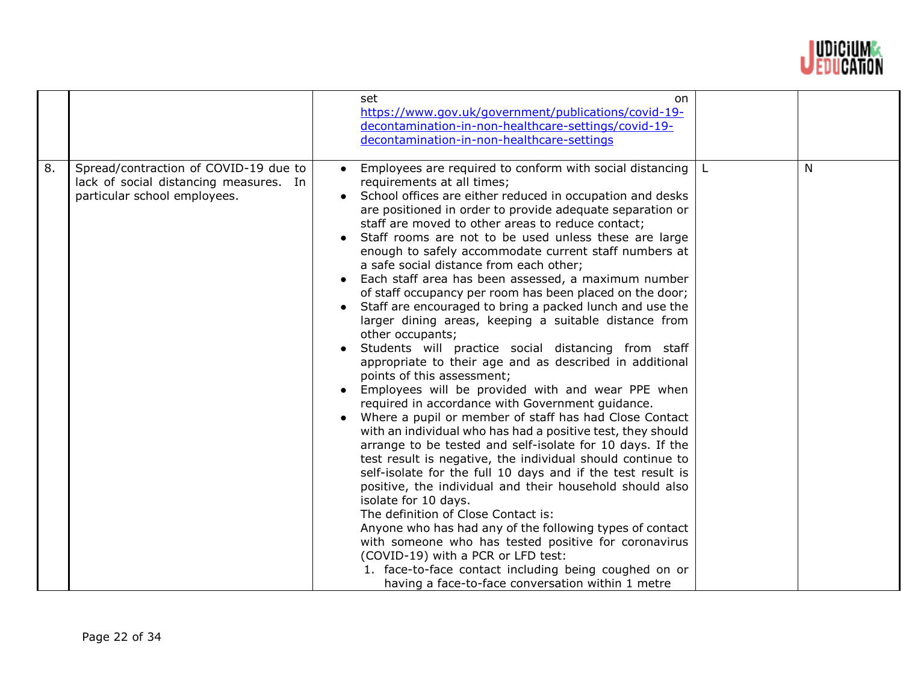| | | | | |
|---|---|---|---|---|
| | | set on https://www.gov.uk/government/publications/covid-19-decontamination-in-non-healthcare-settings/covid-19-decontamination-in-non-healthcare-settings | | |
| 8. | Spread/contraction of COVID-19 due to lack of social distancing measures. In particular school employees. | • Employees are required to conform with social distancing requirements at all times;<br>• School offices are either reduced in occupation and desks are positioned in order to provide adequate separation or staff are moved to other areas to reduce contact;<br>• Staff rooms are not to be used unless these are large enough to safely accommodate current staff numbers at a safe social distance from each other;<br>• Each staff area has been assessed, a maximum number of staff occupancy per room has been placed on the door;<br>• Staff are encouraged to bring a packed lunch and use the larger dining areas, keeping a suitable distance from other occupants;<br>• Students will practice social distancing from staff appropriate to their age and as described in additional points of this assessment;<br>• Employees will be provided with and wear PPE when required in accordance with Government guidance.<br>• Where a pupil or member of staff has had Close Contact with an individual who has had a positive test, they should arrange to be tested and self-isolate for 10 days. If the test result is negative, the individual should continue to self-isolate for the full 10 days and if the test result is positive, the individual and their household should also isolate for 10 days.<br>The definition of Close Contact is:<br>Anyone who has had any of the following types of contact with someone who has tested positive for coronavirus (COVID-19) with a PCR or LFD test:<br>1. face-to-face contact including being coughed on or having a face-to-face conversation within 1 metre | L | N |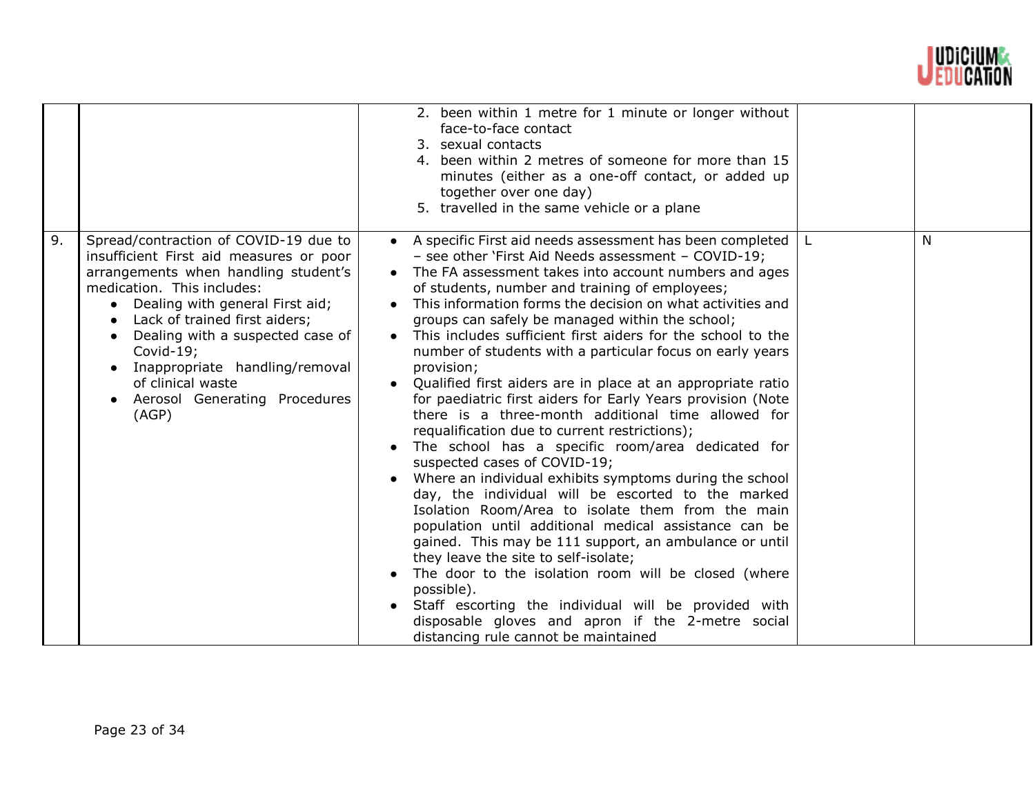| | | | | |
|---|---|---|---|---|
| | | 2. been within 1 metre for 1 minute or longer without face-to-face contact<br>3. sexual contacts<br>4. been within 2 metres of someone for more than 15 minutes (either as a one-off contact, or added up together over one day)<br>5. travelled in the same vehicle or a plane | | |
| 9. | Spread/contraction of COVID-19 due to insufficient First aid measures or poor arrangements when handling student's medication. This includes:<br>• Dealing with general First aid;<br>• Lack of trained first aiders;<br>• Dealing with a suspected case of Covid-19;<br>• Inappropriate handling/removal of clinical waste<br>• Aerosol Generating Procedures (AGP) | • A specific First aid needs assessment has been completed – see other 'First Aid Needs assessment – COVID-19;<br>• The FA assessment takes into account numbers and ages of students, number and training of employees;<br>• This information forms the decision on what activities and groups can safely be managed within the school;<br>• This includes sufficient first aiders for the school to the number of students with a particular focus on early years provision;<br>• Qualified first aiders are in place at an appropriate ratio for paediatric first aiders for Early Years provision (Note there is a three-month additional time allowed for requalification due to current restrictions);<br>• The school has a specific room/area dedicated for suspected cases of COVID-19;<br>• Where an individual exhibits symptoms during the school day, the individual will be escorted to the marked Isolation Room/Area to isolate them from the main population until additional medical assistance can be gained. This may be 111 support, an ambulance or until they leave the site to self-isolate;<br>• The door to the isolation room will be closed (where possible).<br>• Staff escorting the individual will be provided with disposable gloves and apron if the 2-metre social distancing rule cannot be maintained | L | N |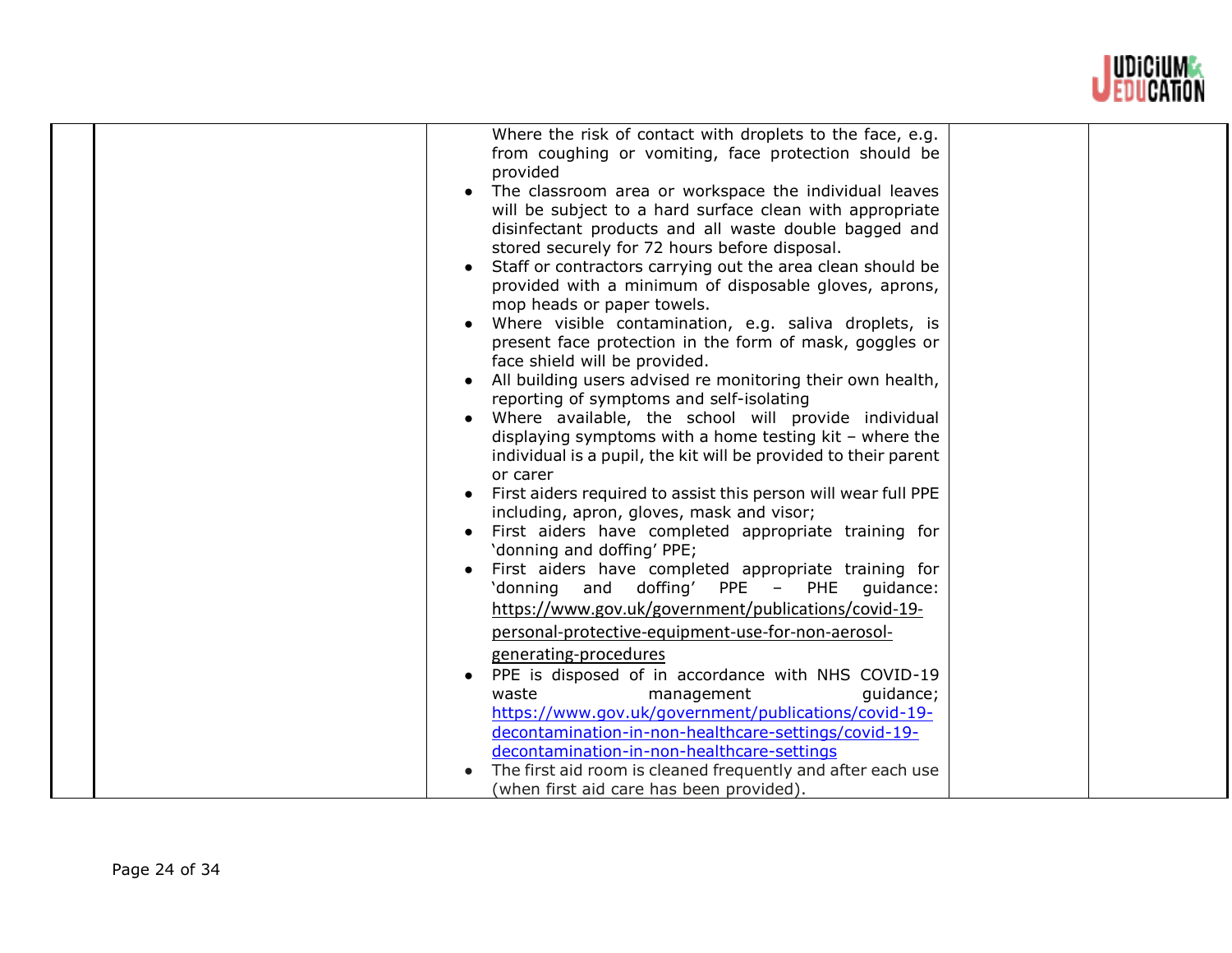| | | | | |
|---|---|---|---|---|
| | | Where the risk of contact with droplets to the face, e.g. from coughing or vomiting, face protection should be provided<br>• The classroom area or workspace the individual leaves will be subject to a hard surface clean with appropriate disinfectant products and all waste double bagged and stored securely for 72 hours before disposal.<br>• Staff or contractors carrying out the area clean should be provided with a minimum of disposable gloves, aprons, mop heads or paper towels.<br>• Where visible contamination, e.g. saliva droplets, is present face protection in the form of mask, goggles or face shield will be provided.<br>• All building users advised re monitoring their own health, reporting of symptoms and self-isolating<br>• Where available, the school will provide individual displaying symptoms with a home testing kit – where the individual is a pupil, the kit will be provided to their parent or carer<br>• First aiders required to assist this person will wear full PPE including, apron, gloves, mask and visor;<br>• First aiders have completed appropriate training for 'donning and doffing' PPE;<br>• First aiders have completed appropriate training for 'donning and doffing' PPE – PHE guidance: https://www.gov.uk/government/publications/covid-19-personal-protective-equipment-use-for-non-aerosol-generating-procedures<br>• PPE is disposed of in accordance with NHS COVID-19 waste management guidance; https://www.gov.uk/government/publications/covid-19-decontamination-in-non-healthcare-settings/covid-19-decontamination-in-non-healthcare-settings<br>• The first aid room is cleaned frequently and after each use (when first aid care has been provided). | | |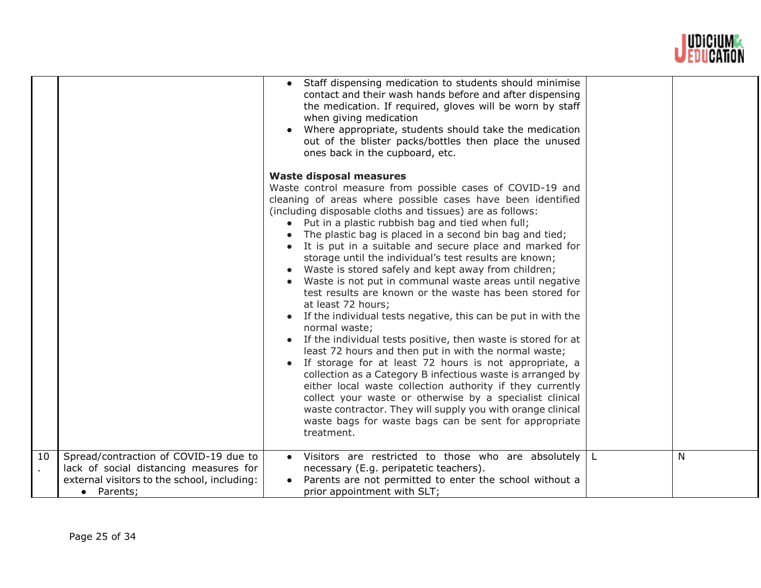| | | | | |
|---|---|---|---|---|
| | | • Staff dispensing medication to students should minimise contact and their wash hands before and after dispensing the medication. If required, gloves will be worn by staff when giving medication<br>• Where appropriate, students should take the medication out of the blister packs/bottles then place the unused ones back in the cupboard, etc.<br><br>**Waste disposal measures**<br>Waste control measure from possible cases of COVID-19 and cleaning of areas where possible cases have been identified (including disposable cloths and tissues) are as follows:<br>• Put in a plastic rubbish bag and tied when full;<br>• The plastic bag is placed in a second bin bag and tied;<br>• It is put in a suitable and secure place and marked for storage until the individual's test results are known;<br>• Waste is stored safely and kept away from children;<br>• Waste is not put in communal waste areas until negative test results are known or the waste has been stored for at least 72 hours;<br>• If the individual tests negative, this can be put in with the normal waste;<br>• If the individual tests positive, then waste is stored for at least 72 hours and then put in with the normal waste;<br>• If storage for at least 72 hours is not appropriate, a collection as a Category B infectious waste is arranged by either local waste collection authority if they currently collect your waste or otherwise by a specialist clinical waste contractor. They will supply you with orange clinical waste bags for waste bags can be sent for appropriate treatment. | | |
| 10. | Spread/contraction of COVID-19 due to lack of social distancing measures for external visitors to the school, including:<br>• Parents; | • Visitors are restricted to those who are absolutely necessary (E.g. peripatetic teachers).<br>• Parents are not permitted to enter the school without a prior appointment with SLT; | L | N |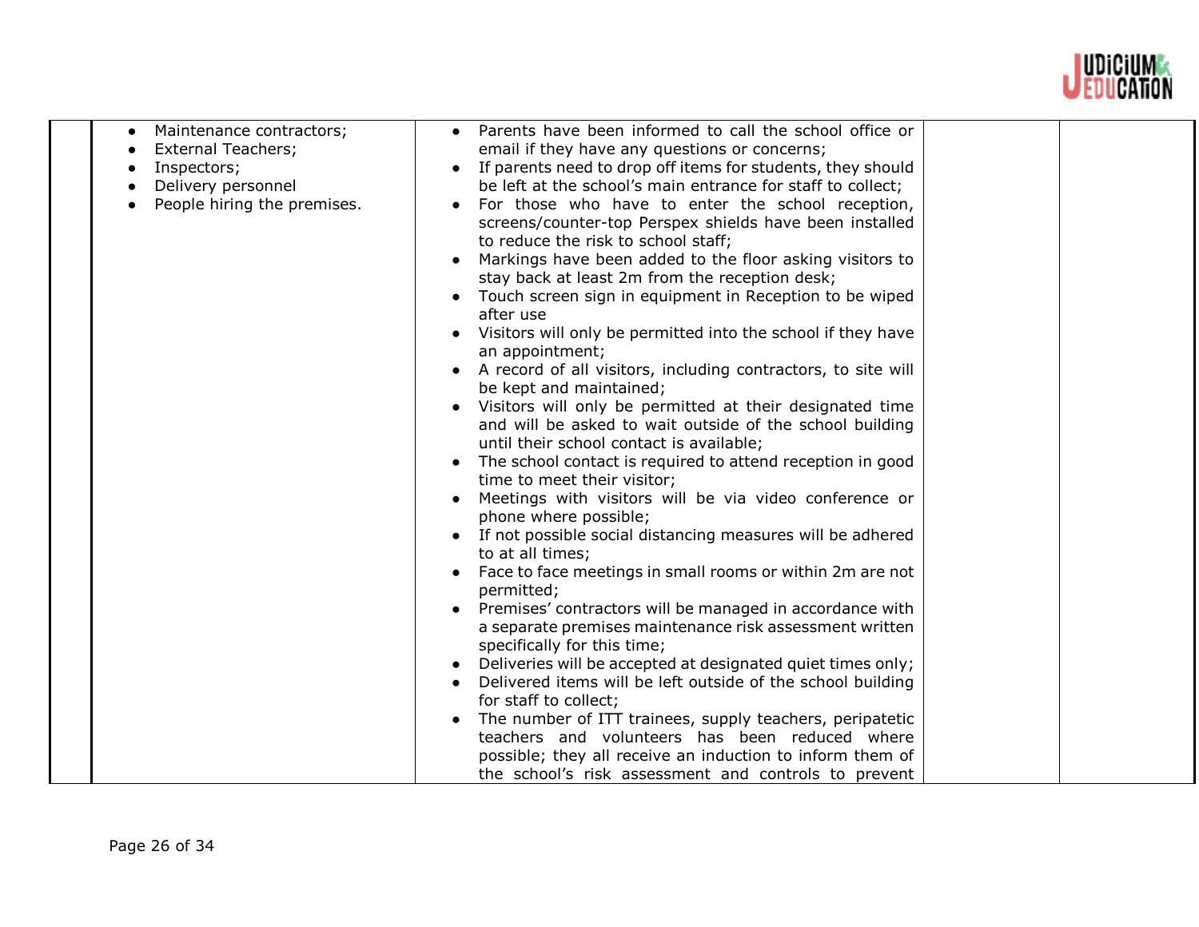| | | | | |
|---|---|---|---|---|
| | • Maintenance contractors;<br>• External Teachers;<br>• Inspectors;<br>• Delivery personnel<br>• People hiring the premises. | • Parents have been informed to call the school office or email if they have any questions or concerns;<br>• If parents need to drop off items for students, they should be left at the school's main entrance for staff to collect;<br>• For those who have to enter the school reception, screens/counter-top Perspex shields have been installed to reduce the risk to school staff;<br>• Markings have been added to the floor asking visitors to stay back at least 2m from the reception desk;<br>• Touch screen sign in equipment in Reception to be wiped after use<br>• Visitors will only be permitted into the school if they have an appointment;<br>• A record of all visitors, including contractors, to site will be kept and maintained;<br>• Visitors will only be permitted at their designated time and will be asked to wait outside of the school building until their school contact is available;<br>• The school contact is required to attend reception in good time to meet their visitor;<br>• Meetings with visitors will be via video conference or phone where possible;<br>• If not possible social distancing measures will be adhered to at all times;<br>• Face to face meetings in small rooms or within 2m are not permitted;<br>• Premises' contractors will be managed in accordance with a separate premises maintenance risk assessment written specifically for this time;<br>• Deliveries will be accepted at designated quiet times only;<br>• Delivered items will be left outside of the school building for staff to collect;<br>• The number of ITT trainees, supply teachers, peripatetic teachers and volunteers has been reduced where possible; they all receive an induction to inform them of the school's risk assessment and controls to prevent | | |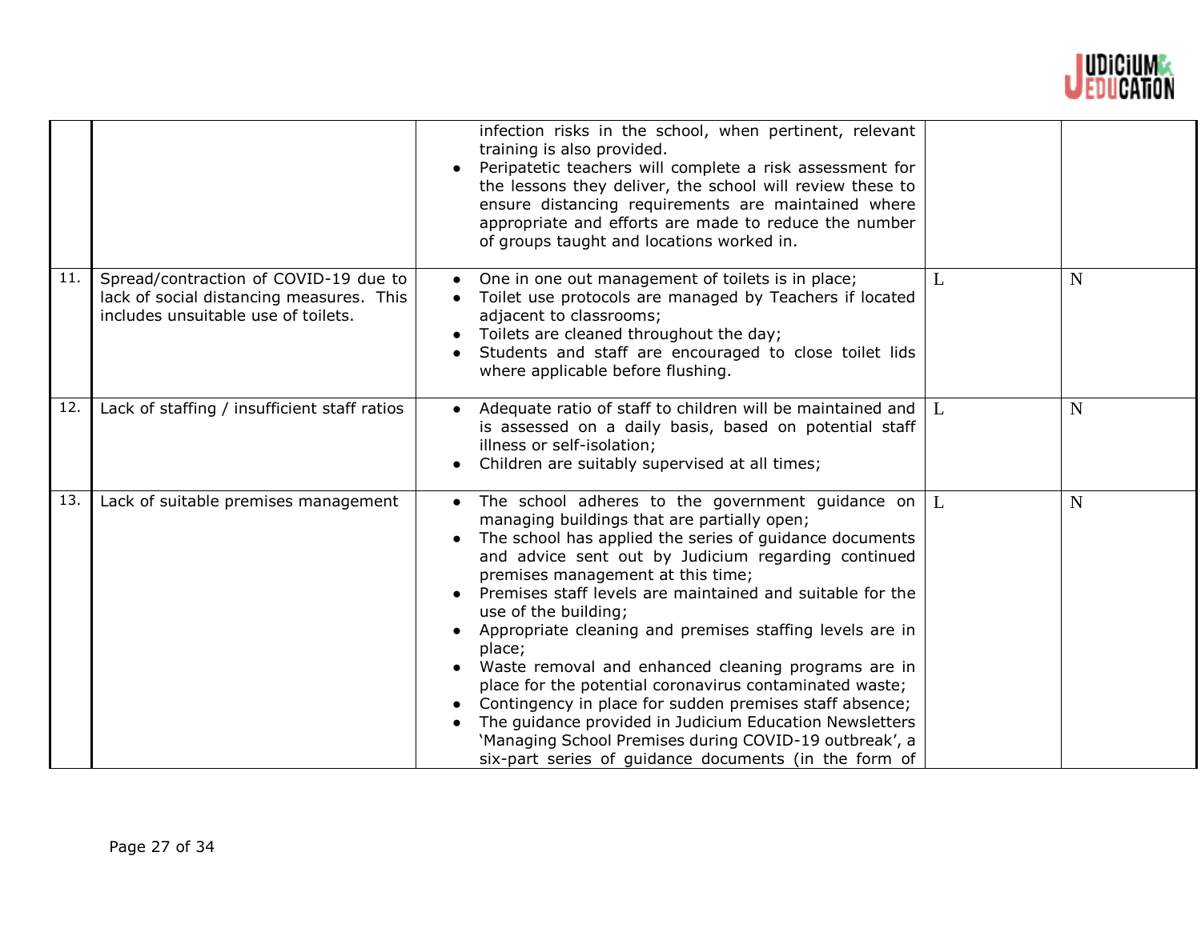| | | | | |
|---|---|---|---|---|
| | | infection risks in the school, when pertinent, relevant training is also provided.<br>• Peripatetic teachers will complete a risk assessment for the lessons they deliver, the school will review these to ensure distancing requirements are maintained where appropriate and efforts are made to reduce the number of groups taught and locations worked in. | | |
| 11. | Spread/contraction of COVID-19 due to lack of social distancing measures. This includes unsuitable use of toilets. | • One in one out management of toilets is in place;<br>• Toilet use protocols are managed by Teachers if located adjacent to classrooms;<br>• Toilets are cleaned throughout the day;<br>• Students and staff are encouraged to close toilet lids where applicable before flushing. | L | N |
| 12. | Lack of staffing / insufficient staff ratios | • Adequate ratio of staff to children will be maintained and is assessed on a daily basis, based on potential staff illness or self-isolation;<br>• Children are suitably supervised at all times; | L | N |
| 13. | Lack of suitable premises management | • The school adheres to the government guidance on managing buildings that are partially open;<br>• The school has applied the series of guidance documents and advice sent out by Judicium regarding continued premises management at this time;<br>• Premises staff levels are maintained and suitable for the use of the building;<br>• Appropriate cleaning and premises staffing levels are in place;<br>• Waste removal and enhanced cleaning programs are in place for the potential coronavirus contaminated waste;<br>• Contingency in place for sudden premises staff absence;<br>• The guidance provided in Judicium Education Newsletters 'Managing School Premises during COVID-19 outbreak', a six-part series of guidance documents (in the form of | L | N |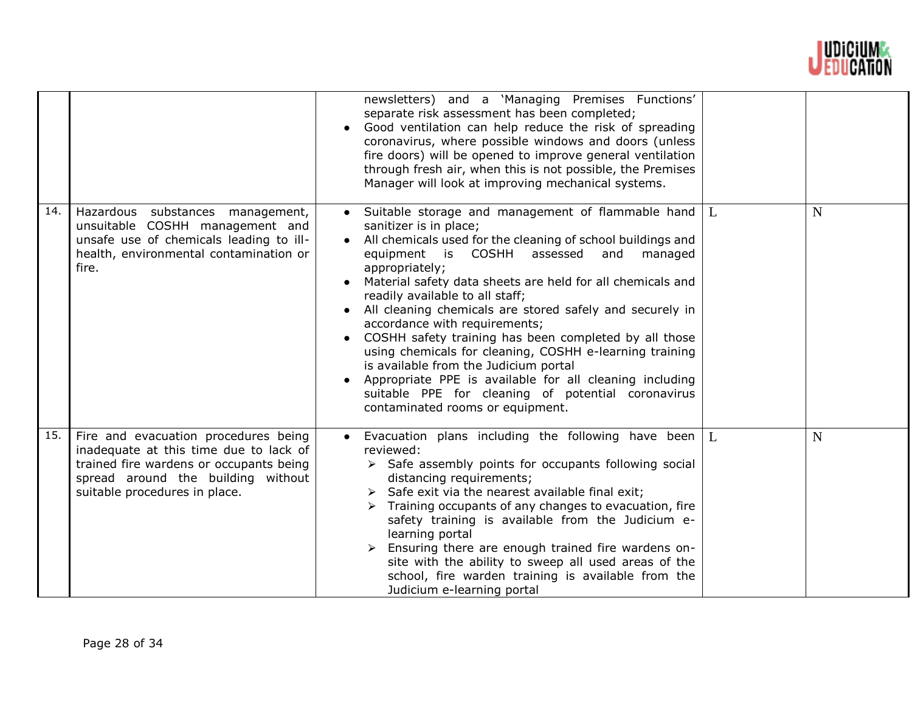| | | | | |
|---|---|---|---|---|
| | | newsletters) and a 'Managing Premises Functions' separate risk assessment has been completed;<br>• Good ventilation can help reduce the risk of spreading coronavirus, where possible windows and doors (unless fire doors) will be opened to improve general ventilation through fresh air, when this is not possible, the Premises Manager will look at improving mechanical systems. | | |
| 14. | Hazardous substances management, unsuitable COSHH management and unsafe use of chemicals leading to ill-health, environmental contamination or fire. | • Suitable storage and management of flammable hand sanitizer is in place;<br>• All chemicals used for the cleaning of school buildings and equipment is COSHH assessed and managed appropriately;<br>• Material safety data sheets are held for all chemicals and readily available to all staff;<br>• All cleaning chemicals are stored safely and securely in accordance with requirements;<br>• COSHH safety training has been completed by all those using chemicals for cleaning, COSHH e-learning training is available from the Judicium portal<br>• Appropriate PPE is available for all cleaning including suitable PPE for cleaning of potential coronavirus contaminated rooms or equipment. | L | N |
| 15. | Fire and evacuation procedures being inadequate at this time due to lack of trained fire wardens or occupants being spread around the building without suitable procedures in place. | • Evacuation plans including the following have been reviewed:<br>➢ Safe assembly points for occupants following social distancing requirements;<br>➢ Safe exit via the nearest available final exit;<br>➢ Training occupants of any changes to evacuation, fire safety training is available from the Judicium e-learning portal<br>➢ Ensuring there are enough trained fire wardens on-site with the ability to sweep all used areas of the school, fire warden training is available from the Judicium e-learning portal | L | N |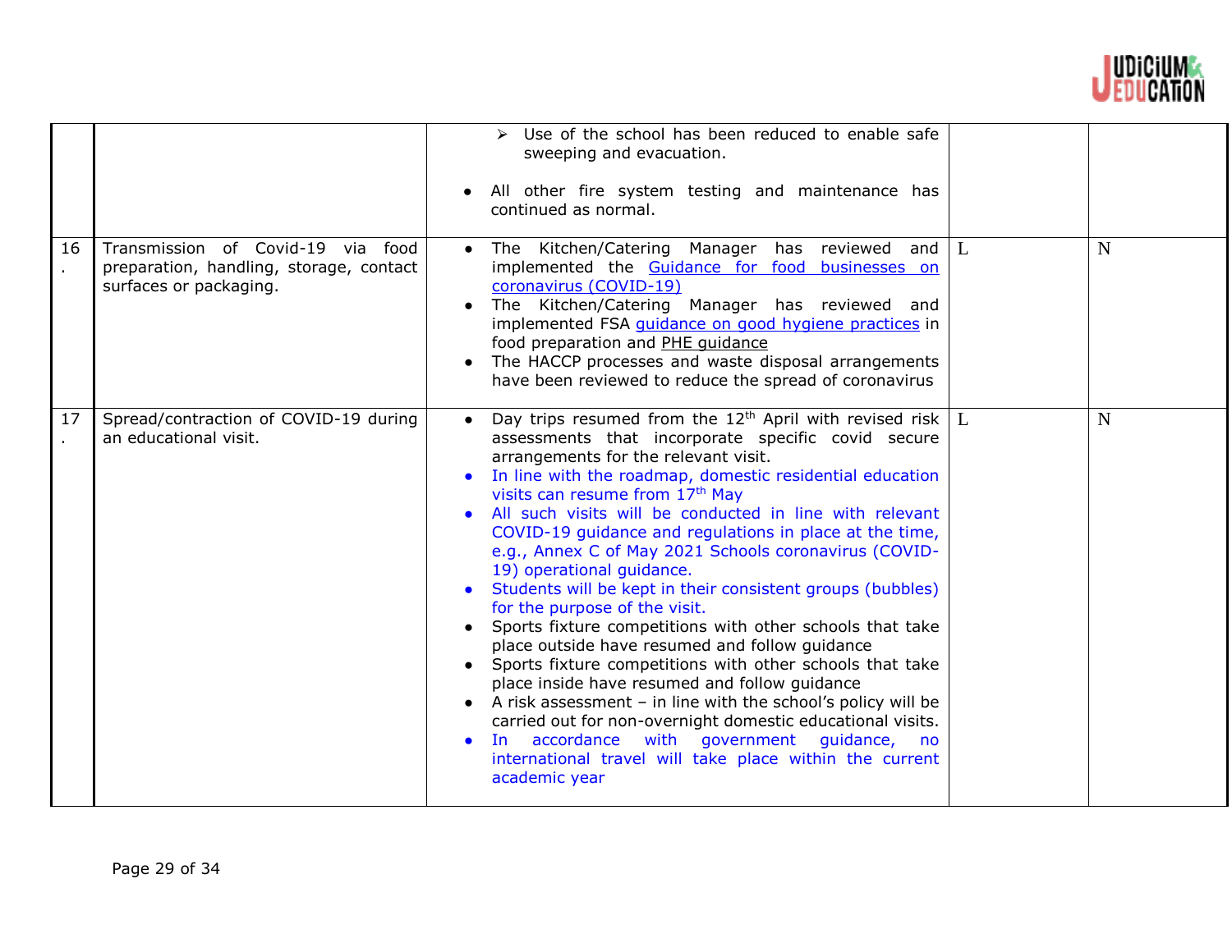|  |  |  |  |  |
|---|---|---|---|---|
|  |  | ➢ Use of the school has been reduced to enable safe sweeping and evacuation.<br><br>• All other fire system testing and maintenance has continued as normal. |  |  |
| 16. | Transmission of Covid-19 via food preparation, handling, storage, contact surfaces or packaging. | • The Kitchen/Catering Manager has reviewed and implemented the Guidance for food businesses on coronavirus (COVID-19)<br>• The Kitchen/Catering Manager has reviewed and implemented FSA guidance on good hygiene practices in food preparation and PHE guidance<br>• The HACCP processes and waste disposal arrangements have been reviewed to reduce the spread of coronavirus | L | N |
| 17. | Spread/contraction of COVID-19 during an educational visit. | • Day trips resumed from the 12th April with revised risk assessments that incorporate specific covid secure arrangements for the relevant visit.<br>• In line with the roadmap, domestic residential education visits can resume from 17th May<br>• All such visits will be conducted in line with relevant COVID-19 guidance and regulations in place at the time, e.g., Annex C of May 2021 Schools coronavirus (COVID-19) operational guidance.<br>• Students will be kept in their consistent groups (bubbles) for the purpose of the visit.<br>• Sports fixture competitions with other schools that take place outside have resumed and follow guidance<br>• Sports fixture competitions with other schools that take place inside have resumed and follow guidance<br>• A risk assessment – in line with the school's policy will be carried out for non-overnight domestic educational visits.<br>• In accordance with government guidance, no international travel will take place within the current academic year | L | N |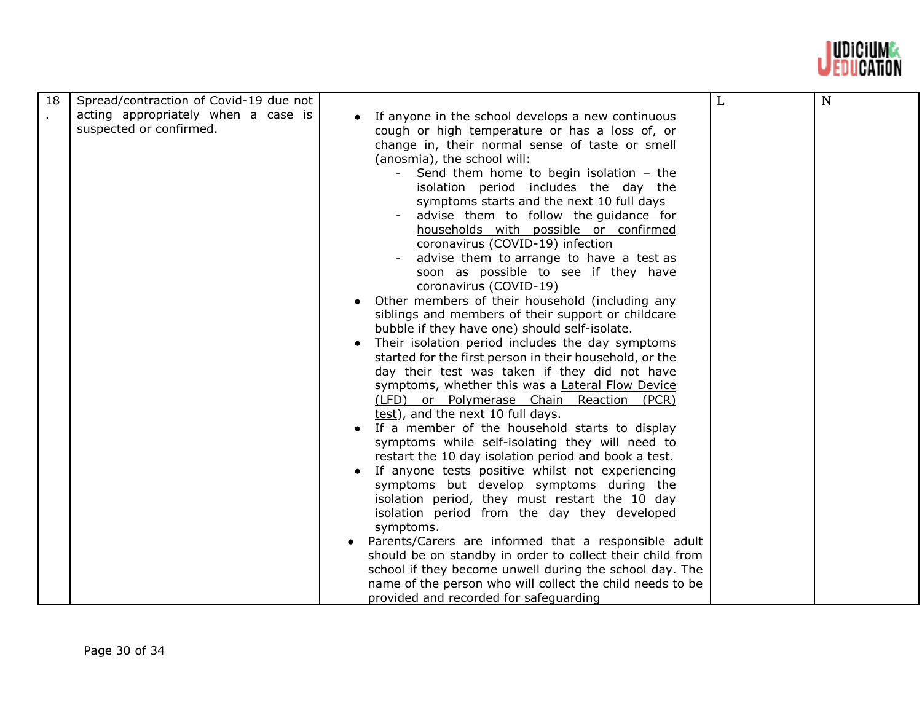| 18. | Spread/contraction of Covid-19 due not acting appropriately when a case is suspected or confirmed. | • If anyone in the school develops a new continuous cough or high temperature or has a loss of, or change in, their normal sense of taste or smell (anosmia), the school will:<br>- Send them home to begin isolation – the isolation period includes the day the symptoms starts and the next 10 full days<br>- advise them to follow the guidance for households with possible or confirmed coronavirus (COVID-19) infection<br>- advise them to arrange to have a test as soon as possible to see if they have coronavirus (COVID-19)<br>• Other members of their household (including any siblings and members of their support or childcare bubble if they have one) should self-isolate.<br>• Their isolation period includes the day symptoms started for the first person in their household, or the day their test was taken if they did not have symptoms, whether this was a Lateral Flow Device (LFD) or Polymerase Chain Reaction (PCR) test), and the next 10 full days.<br>• If a member of the household starts to display symptoms while self-isolating they will need to restart the 10 day isolation period and book a test.<br>• If anyone tests positive whilst not experiencing symptoms but develop symptoms during the isolation period, they must restart the 10 day isolation period from the day they developed symptoms.<br>• Parents/Carers are informed that a responsible adult should be on standby in order to collect their child from school if they become unwell during the school day. The name of the person who will collect the child needs to be provided and recorded for safeguarding | L | N |
|---|---|---|---|---|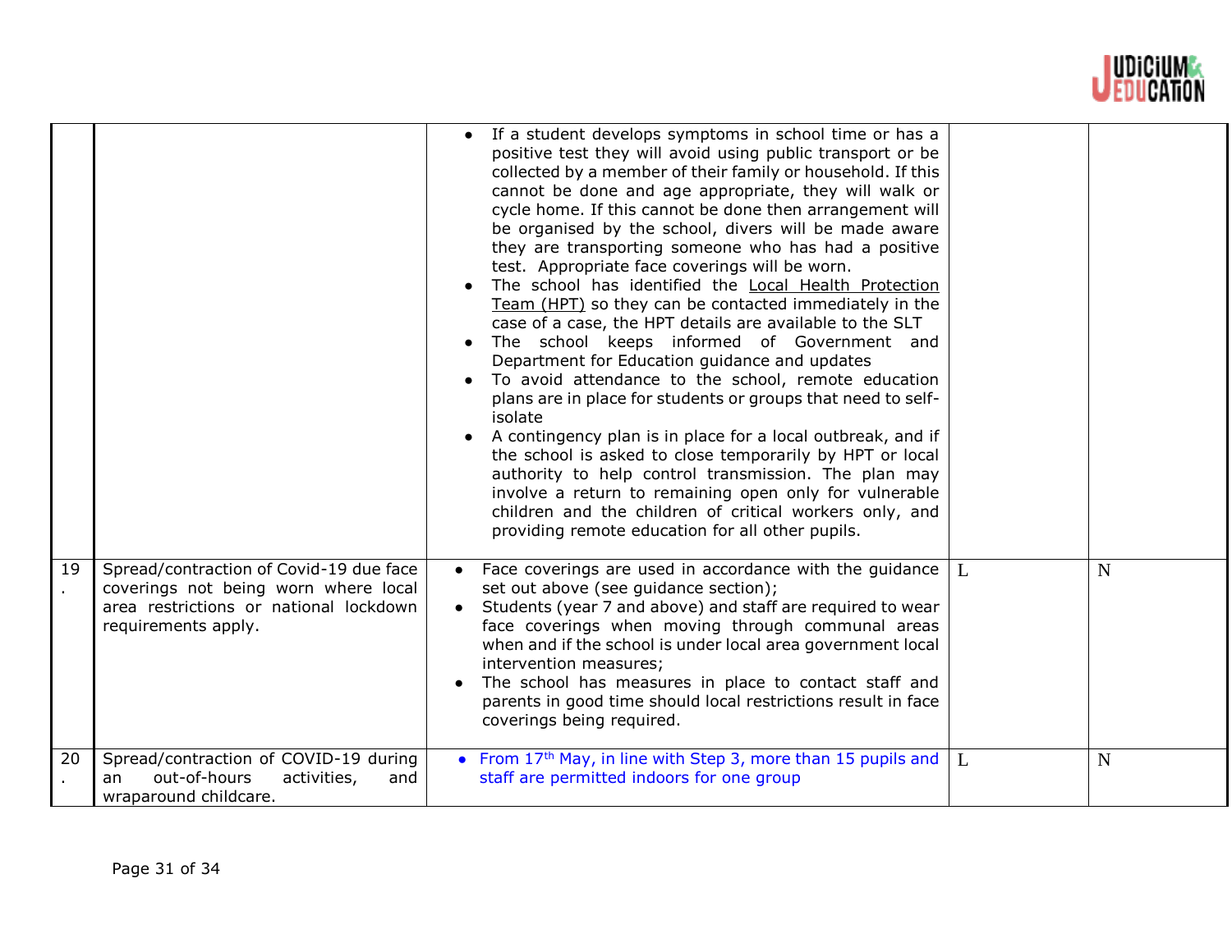| | | | | |
|---|---|---|---|---|
| | | • If a student develops symptoms in school time or has a positive test they will avoid using public transport or be collected by a member of their family or household. If this cannot be done and age appropriate, they will walk or cycle home. If this cannot be done then arrangement will be organised by the school, divers will be made aware they are transporting someone who has had a positive test. Appropriate face coverings will be worn.<br>• The school has identified the Local Health Protection Team (HPT) so they can be contacted immediately in the case of a case, the HPT details are available to the SLT<br>• The school keeps informed of Government and Department for Education guidance and updates<br>• To avoid attendance to the school, remote education plans are in place for students or groups that need to self-isolate<br>• A contingency plan is in place for a local outbreak, and if the school is asked to close temporarily by HPT or local authority to help control transmission. The plan may involve a return to remaining open only for vulnerable children and the children of critical workers only, and providing remote education for all other pupils. | | |
| 19. | Spread/contraction of Covid-19 due face coverings not being worn where local area restrictions or national lockdown requirements apply. | • Face coverings are used in accordance with the guidance set out above (see guidance section);<br>• Students (year 7 and above) and staff are required to wear face coverings when moving through communal areas when and if the school is under local area government local intervention measures;<br>• The school has measures in place to contact staff and parents in good time should local restrictions result in face coverings being required. | L | N |
| 20. | Spread/contraction of COVID-19 during an out-of-hours activities, and wraparound childcare. | • From 17th May, in line with Step 3, more than 15 pupils and staff are permitted indoors for one group | L | N |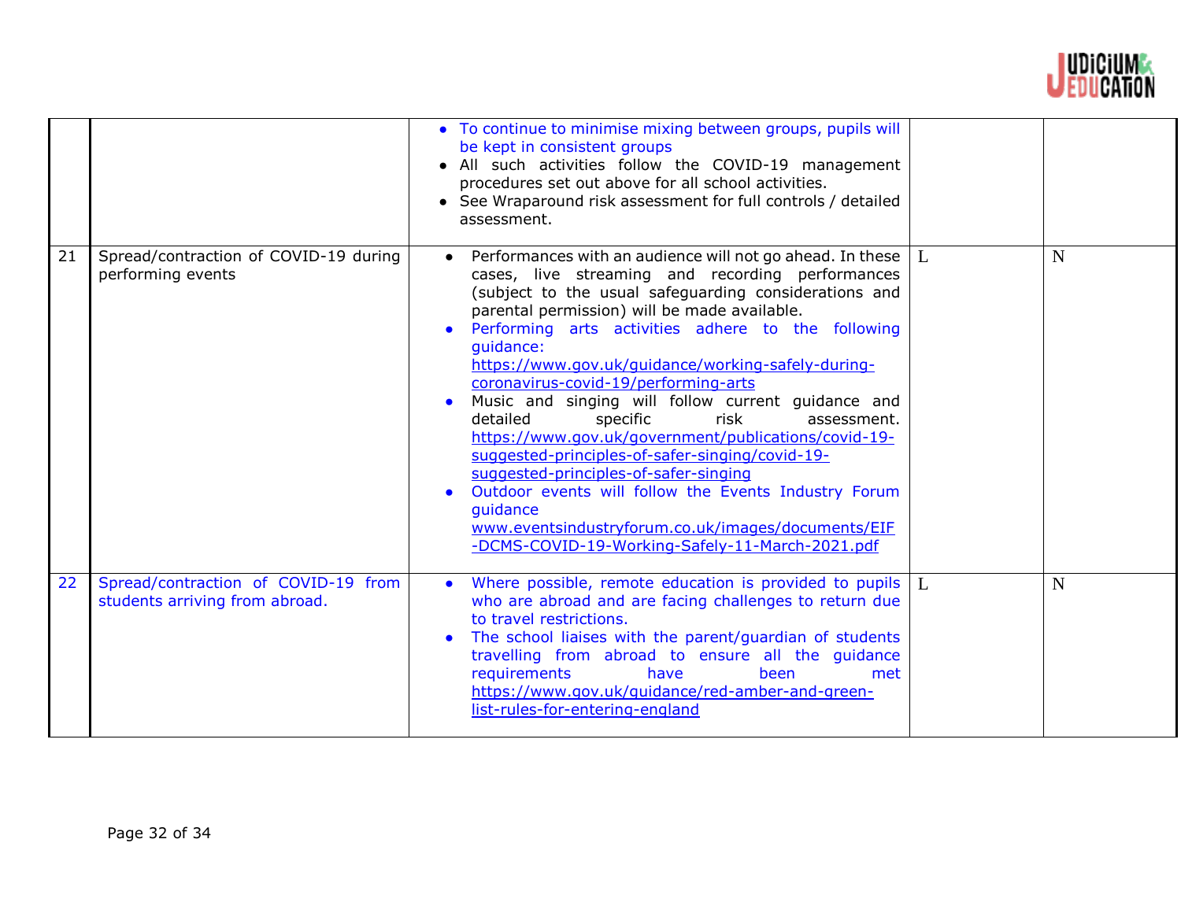| | | | | |
|---|---|---|---|---|
| | | • To continue to minimise mixing between groups, pupils will be kept in consistent groups<br>• All such activities follow the COVID-19 management procedures set out above for all school activities.<br>• See Wraparound risk assessment for full controls / detailed assessment. | | |
| 21 | Spread/contraction of COVID-19 during performing events | • Performances with an audience will not go ahead. In these cases, live streaming and recording performances (subject to the usual safeguarding considerations and parental permission) will be made available.<br>• Performing arts activities adhere to the following guidance: https://www.gov.uk/guidance/working-safely-during-coronavirus-covid-19/performing-arts<br>• Music and singing will follow current guidance and detailed specific risk assessment. https://www.gov.uk/government/publications/covid-19-suggested-principles-of-safer-singing/covid-19-suggested-principles-of-safer-singing<br>• Outdoor events will follow the Events Industry Forum guidance www.eventsindustryforum.co.uk/images/documents/EIF-DCMS-COVID-19-Working-Safely-11-March-2021.pdf | L | N |
| 22 | Spread/contraction of COVID-19 from students arriving from abroad. | • Where possible, remote education is provided to pupils who are abroad and are facing challenges to return due to travel restrictions.<br>• The school liaises with the parent/guardian of students travelling from abroad to ensure all the guidance requirements have been met https://www.gov.uk/guidance/red-amber-and-green-list-rules-for-entering-england | L | N |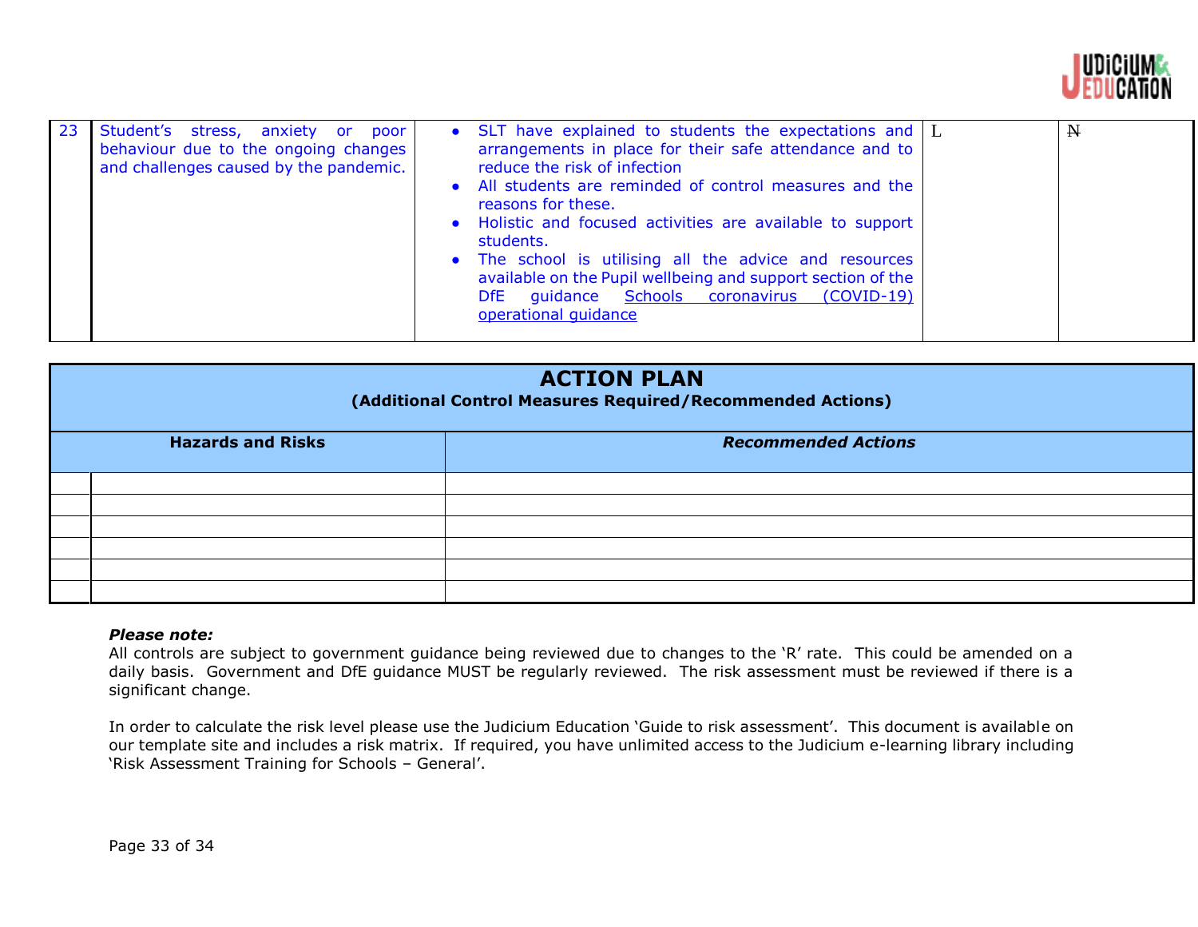| 23 | Student's stress, anxiety or poor behaviour due to the ongoing changes and challenges caused by the pandemic. | <ul><li>SLT have explained to students the expectations and arrangements in place for their safe attendance and to reduce the risk of infection</li><li>All students are reminded of control measures and the reasons for these.</li><li>Holistic and focused activities are available to support students.</li><li>The school is utilising all the advice and resources available on the Pupil wellbeing and support section of the DfE guidance [Schools coronavirus (COVID-19) operational guidance]()</li></ul> | L | N |
|---|---|---|---|---|

## ACTION PLAN

**(Additional Control Measures Required/Recommended Actions)**

| | Hazards and Risks | *Recommended Actions* |
|---|---|---|
| | | |
| | | |
| | | |
| | | |
| | | |
| | | |

***Please note:***

All controls are subject to government guidance being reviewed due to changes to the 'R' rate. This could be amended on a daily basis. Government and DfE guidance MUST be regularly reviewed. The risk assessment must be reviewed if there is a significant change.

In order to calculate the risk level please use the Judicium Education 'Guide to risk assessment'. This document is available on our template site and includes a risk matrix. If required, you have unlimited access to the Judicium e-learning library including 'Risk Assessment Training for Schools – General'.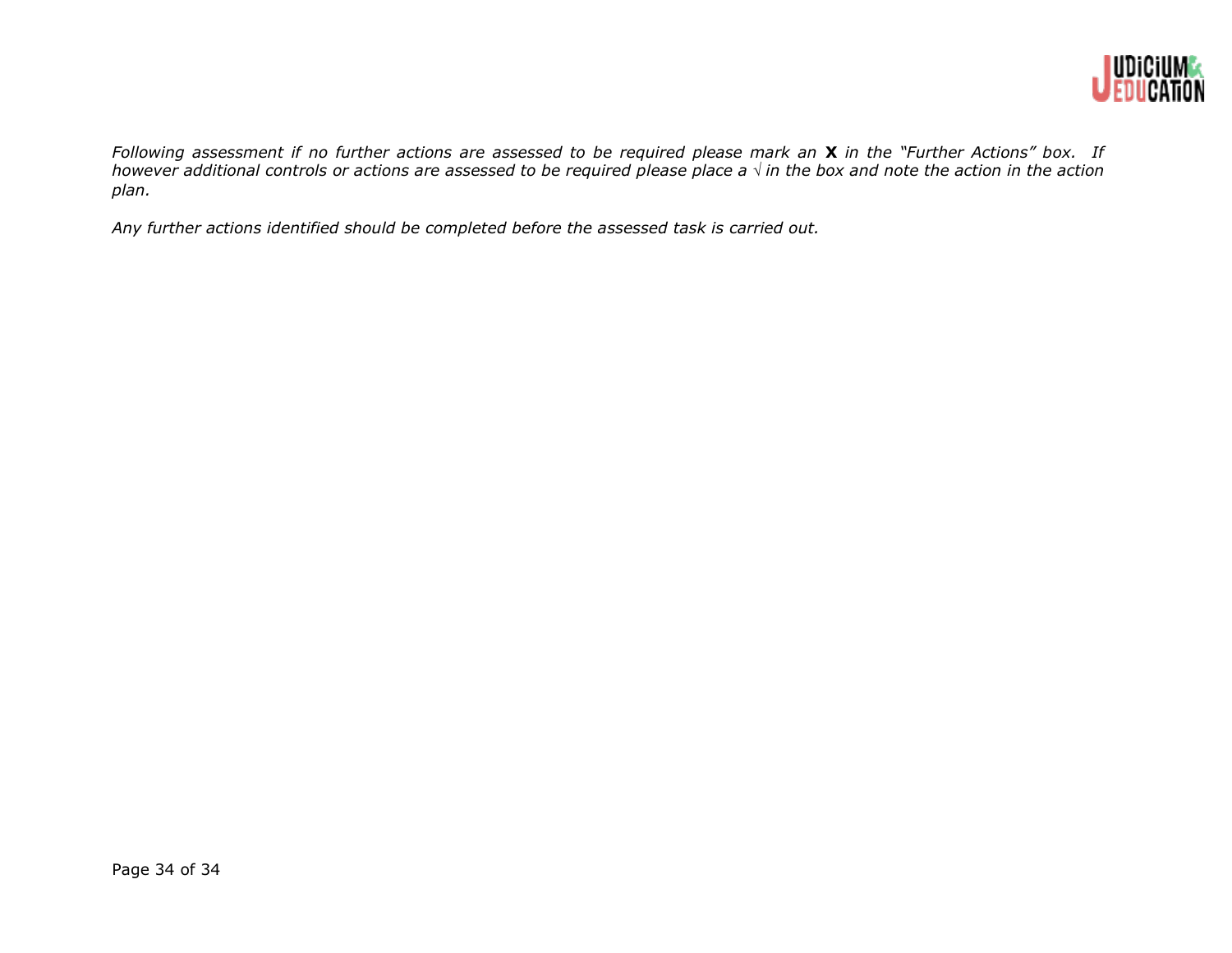*Following assessment if no further actions are assessed to be required please mark an* **X** *in the "Further Actions" box. If however additional controls or actions are assessed to be required please place a √ in the box and note the action in the action plan.*

*Any further actions identified should be completed before the assessed task is carried out.*